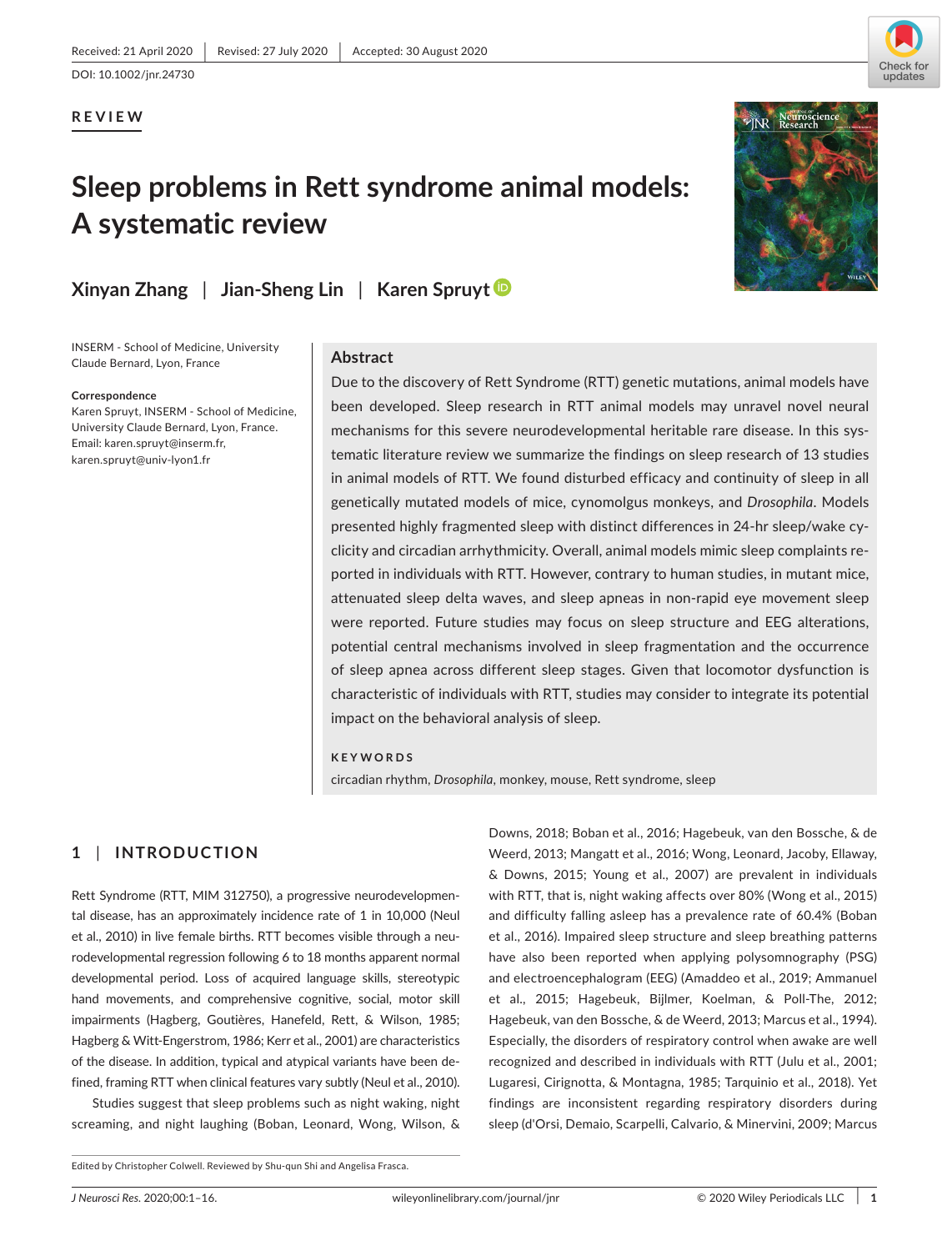Received: 21 April 2020 | Revised: 27 July 2020 | Accepted: 30 August 2020

DOI: 10.1002/jnr.24730

**REVIEW**

# Sleep problems in Rett syndrome animal models: A systematic review

**Xinyan Zhang | Jian-Sheng Lin | Karen Spruyt**

INSERM - School of Medicine, University Claude Bernard, Lyon, France

**Correspondence**
Karen Spruyt, INSERM - School of Medicine, University Claude Bernard, Lyon, France.
Email: karen.spruyt@inserm.fr, karen.spruyt@univ-lyon1.fr

## Abstract

Due to the discovery of Rett Syndrome (RTT) genetic mutations, animal models have been developed. Sleep research in RTT animal models may unravel novel neural mechanisms for this severe neurodevelopmental heritable rare disease. In this systematic literature review we summarize the findings on sleep research of 13 studies in animal models of RTT. We found disturbed efficacy and continuity of sleep in all genetically mutated models of mice, cynomolgus monkeys, and *Drosophila*. Models presented highly fragmented sleep with distinct differences in 24-hr sleep/wake cyclicity and circadian arrhythmicity. Overall, animal models mimic sleep complaints reported in individuals with RTT. However, contrary to human studies, in mutant mice, attenuated sleep delta waves, and sleep apneas in non-rapid eye movement sleep were reported. Future studies may focus on sleep structure and EEG alterations, potential central mechanisms involved in sleep fragmentation and the occurrence of sleep apnea across different sleep stages. Given that locomotor dysfunction is characteristic of individuals with RTT, studies may consider to integrate its potential impact on the behavioral analysis of sleep.

**KEYWORDS**

circadian rhythm, *Drosophila*, monkey, mouse, Rett syndrome, sleep

## 1 | INTRODUCTION

Rett Syndrome (RTT, MIM 312750), a progressive neurodevelopmental disease, has an approximately incidence rate of 1 in 10,000 (Neul et al., 2010) in live female births. RTT becomes visible through a neurodevelopmental regression following 6 to 18 months apparent normal developmental period. Loss of acquired language skills, stereotypic hand movements, and comprehensive cognitive, social, motor skill impairments (Hagberg, Goutières, Hanefeld, Rett, & Wilson, 1985; Hagberg & Witt-Engerstrom, 1986; Kerr et al., 2001) are characteristics of the disease. In addition, typical and atypical variants have been defined, framing RTT when clinical features vary subtly (Neul et al., 2010).

Studies suggest that sleep problems such as night waking, night screaming, and night laughing (Boban, Leonard, Wong, Wilson, & Downs, 2018; Boban et al., 2016; Hagebeuk, van den Bossche, & de Weerd, 2013; Mangatt et al., 2016; Wong, Leonard, Jacoby, Ellaway, & Downs, 2015; Young et al., 2007) are prevalent in individuals with RTT, that is, night waking affects over 80% (Wong et al., 2015) and difficulty falling asleep has a prevalence rate of 60.4% (Boban et al., 2016). Impaired sleep structure and sleep breathing patterns have also been reported when applying polysomnography (PSG) and electroencephalogram (EEG) (Amadeo et al., 2019; Ammanuel et al., 2015; Hagebeuk, Bijlmer, Koelman, & Poll-The, 2012; Hagebeuk, van den Bossche, & de Weerd, 2013; Marcus et al., 1994). Especially, the disorders of respiratory control when awake are well recognized and described in individuals with RTT (Julu et al., 2001; Lugaresi, Cirignotta, & Montagna, 1985; Tarquinio et al., 2018). Yet findings are inconsistent regarding respiratory disorders during sleep (d'Orsi, Demaio, Scarpelli, Calvario, & Minervini, 2009; Marcus

Edited by Christopher Colwell. Reviewed by Shu-qun Shi and Angelisa Frasca.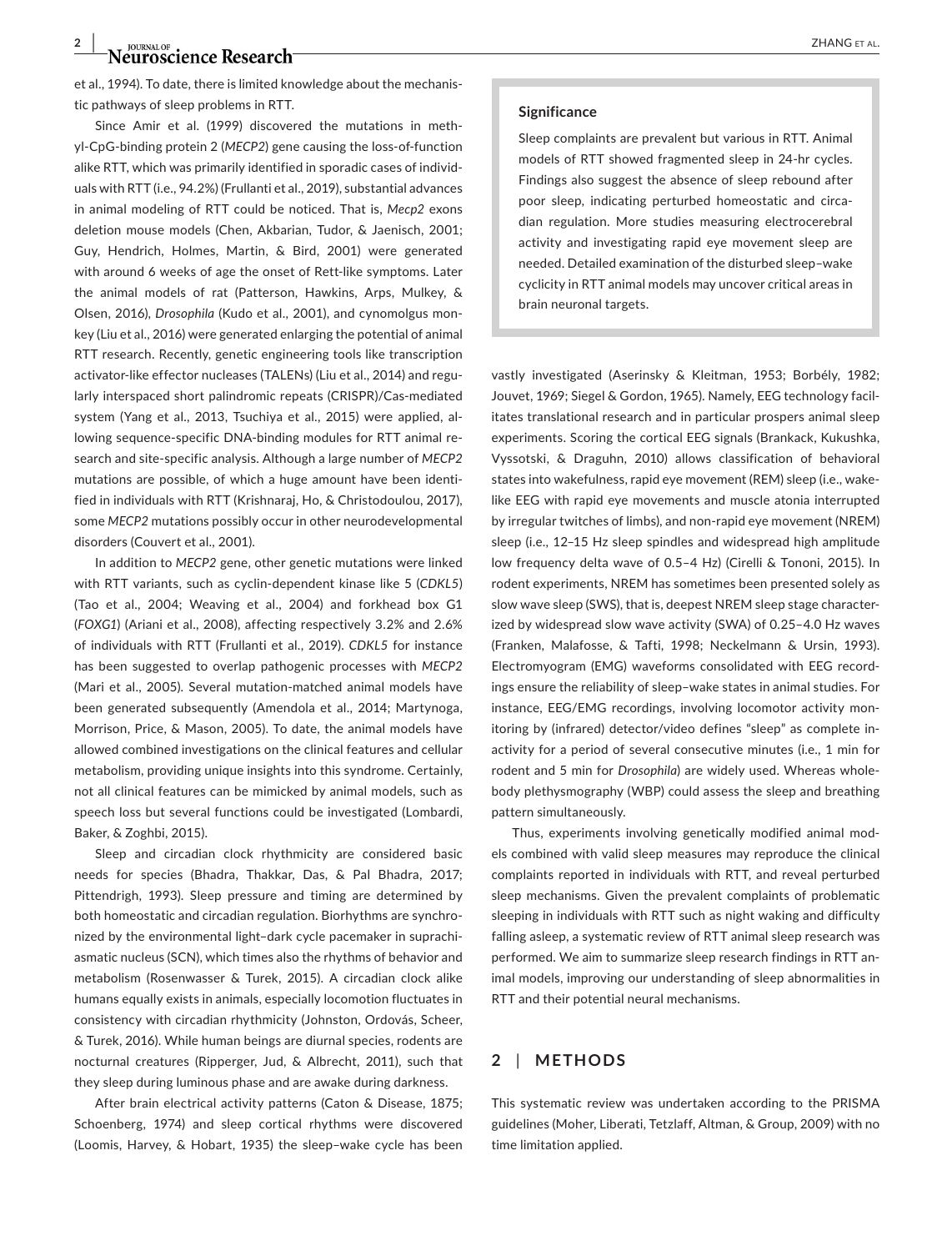et al., 1994). To date, there is limited knowledge about the mechanistic pathways of sleep problems in RTT.

Since Amir et al. (1999) discovered the mutations in methyl-CpG-binding protein 2 (*MECP2*) gene causing the loss-of-function alike RTT, which was primarily identified in sporadic cases of individuals with RTT (i.e., 94.2%) (Frullanti et al., 2019), substantial advances in animal modeling of RTT could be noticed. That is, *Mecp2* exons deletion mouse models (Chen, Akbarian, Tudor, & Jaenisch, 2001; Guy, Hendrich, Holmes, Martin, & Bird, 2001) were generated with around 6 weeks of age the onset of Rett-like symptoms. Later the animal models of rat (Patterson, Hawkins, Arps, Mulkey, & Olsen, 2016), *Drosophila* (Kudo et al., 2001), and cynomolgus monkey (Liu et al., 2016) were generated enlarging the potential of animal RTT research. Recently, genetic engineering tools like transcription activator-like effector nucleases (TALENs) (Liu et al., 2014) and regularly interspaced short palindromic repeats (CRISPR)/Cas-mediated system (Yang et al., 2013, Tsuchiya et al., 2015) were applied, allowing sequence-specific DNA-binding modules for RTT animal research and site-specific analysis. Although a large number of *MECP2* mutations are possible, of which a huge amount have been identified in individuals with RTT (Krishnaraj, Ho, & Christodoulou, 2017), some *MECP2* mutations possibly occur in other neurodevelopmental disorders (Couvert et al., 2001).

In addition to *MECP2* gene, other genetic mutations were linked with RTT variants, such as cyclin-dependent kinase like 5 (*CDKL5*) (Tao et al., 2004; Weaving et al., 2004) and forkhead box G1 (*FOXG1*) (Ariani et al., 2008), affecting respectively 3.2% and 2.6% of individuals with RTT (Frullanti et al., 2019). *CDKL5* for instance has been suggested to overlap pathogenic processes with *MECP2* (Mari et al., 2005). Several mutation-matched animal models have been generated subsequently (Amendola et al., 2014; Martynoga, Morrison, Price, & Mason, 2005). To date, the animal models have allowed combined investigations on the clinical features and cellular metabolism, providing unique insights into this syndrome. Certainly, not all clinical features can be mimicked by animal models, such as speech loss but several functions could be investigated (Lombardi, Baker, & Zoghbi, 2015).

Sleep and circadian clock rhythmicity are considered basic needs for species (Bhadra, Thakkar, Das, & Pal Bhadra, 2017; Pittendrigh, 1993). Sleep pressure and timing are determined by both homeostatic and circadian regulation. Biorhythms are synchronized by the environmental light–dark cycle pacemaker in suprachiasmatic nucleus (SCN), which times also the rhythms of behavior and metabolism (Rosenwasser & Turek, 2015). A circadian clock alike humans equally exists in animals, especially locomotion fluctuates in consistency with circadian rhythmicity (Johnston, Ordovás, Scheer, & Turek, 2016). While human beings are diurnal species, rodents are nocturnal creatures (Ripperger, Jud, & Albrecht, 2011), such that they sleep during luminous phase and are awake during darkness.

After brain electrical activity patterns (Caton & Disease, 1875; Schoenberg, 1974) and sleep cortical rhythms were discovered (Loomis, Harvey, & Hobart, 1935) the sleep–wake cycle has been vastly investigated (Aserinsky & Kleitman, 1953; Borbély, 1982; Jouvet, 1969; Siegel & Gordon, 1965). Namely, EEG technology facilitates translational research and in particular prospers animal sleep experiments. Scoring the cortical EEG signals (Brankack, Kukushka, Vyssotski, & Draguhn, 2010) allows classification of behavioral states into wakefulness, rapid eye movement (REM) sleep (i.e., wake-like EEG with rapid eye movements and muscle atonia interrupted by irregular twitches of limbs), and non-rapid eye movement (NREM) sleep (i.e., 12–15 Hz sleep spindles and widespread high amplitude low frequency delta wave of 0.5–4 Hz) (Cirelli & Tononi, 2015). In rodent experiments, NREM has sometimes been presented solely as slow wave sleep (SWS), that is, deepest NREM sleep stage characterized by widespread slow wave activity (SWA) of 0.25–4.0 Hz waves (Franken, Malafosse, & Tafti, 1998; Neckelmann & Ursin, 1993). Electromyogram (EMG) waveforms consolidated with EEG recordings ensure the reliability of sleep–wake states in animal studies. For instance, EEG/EMG recordings, involving locomotor activity monitoring by (infrared) detector/video defines "sleep" as complete inactivity for a period of several consecutive minutes (i.e., 1 min for rodent and 5 min for *Drosophila*) are widely used. Whereas whole-body plethysmography (WBP) could assess the sleep and breathing pattern simultaneously.

Thus, experiments involving genetically modified animal models combined with valid sleep measures may reproduce the clinical complaints reported in individuals with RTT, and reveal perturbed sleep mechanisms. Given the prevalent complaints of problematic sleeping in individuals with RTT such as night waking and difficulty falling asleep, a systematic review of RTT animal sleep research was performed. We aim to summarize sleep research findings in RTT animal models, improving our understanding of sleep abnormalities in RTT and their potential neural mechanisms.

> **Significance**
>
> Sleep complaints are prevalent but various in RTT. Animal models of RTT showed fragmented sleep in 24-hr cycles. Findings also suggest the absence of sleep rebound after poor sleep, indicating perturbed homeostatic and circadian regulation. More studies measuring electrocerebral activity and investigating rapid eye movement sleep are needed. Detailed examination of the disturbed sleep–wake cyclicity in RTT animal models may uncover critical areas in brain neuronal targets.

## 2 | METHODS

This systematic review was undertaken according to the PRISMA guidelines (Moher, Liberati, Tetzlaff, Altman, & Group, 2009) with no time limitation applied.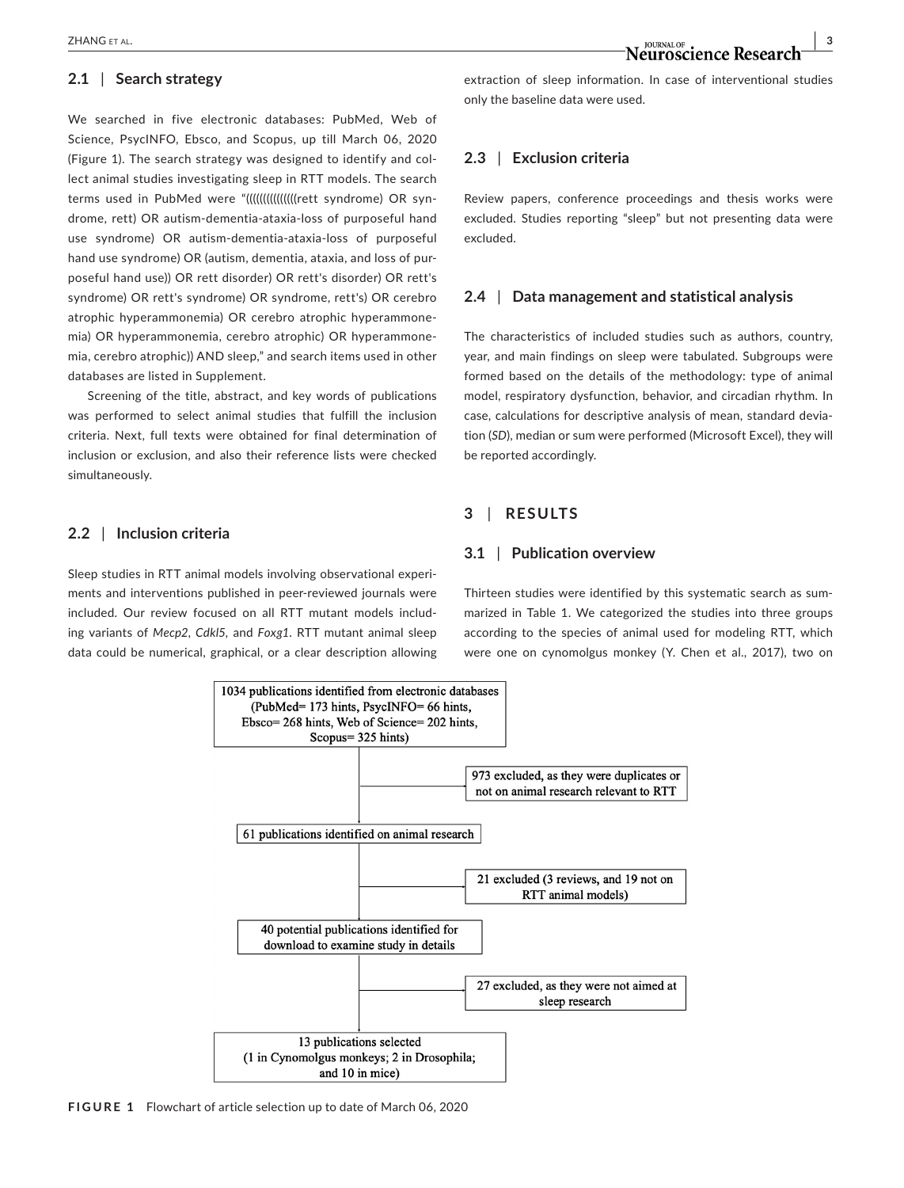### 2.1 | Search strategy

We searched in five electronic databases: PubMed, Web of Science, PsycINFO, Ebsco, and Scopus, up till March 06, 2020 (Figure 1). The search strategy was designed to identify and collect animal studies investigating sleep in RTT models. The search terms used in PubMed were "((((((((((((((rett syndrome) OR syndrome, rett) OR autism-dementia-ataxia-loss of purposeful hand use syndrome) OR autism-dementia-ataxia-loss of purposeful hand use syndrome) OR (autism, dementia, ataxia, and loss of purposeful hand use)) OR rett disorder) OR rett's disorder) OR rett's syndrome) OR rett's syndrome) OR syndrome, rett's) OR cerebro atrophic hyperammonemia) OR cerebro atrophic hyperammonemia) OR hyperammonemia, cerebro atrophic) OR hyperammonemia, cerebro atrophic)) AND sleep," and search items used in other databases are listed in Supplement.

Screening of the title, abstract, and key words of publications was performed to select animal studies that fulfill the inclusion criteria. Next, full texts were obtained for final determination of inclusion or exclusion, and also their reference lists were checked simultaneously.

### 2.2 | Inclusion criteria

Sleep studies in RTT animal models involving observational experiments and interventions published in peer-reviewed journals were included. Our review focused on all RTT mutant models including variants of *Mecp2*, *Cdkl5*, and *Foxg1*. RTT mutant animal sleep data could be numerical, graphical, or a clear description allowing extraction of sleep information. In case of interventional studies only the baseline data were used.

### 2.3 | Exclusion criteria

Review papers, conference proceedings and thesis works were excluded. Studies reporting "sleep" but not presenting data were excluded.

### 2.4 | Data management and statistical analysis

The characteristics of included studies such as authors, country, year, and main findings on sleep were tabulated. Subgroups were formed based on the details of the methodology: type of animal model, respiratory dysfunction, behavior, and circadian rhythm. In case, calculations for descriptive analysis of mean, standard deviation (*SD*), median or sum were performed (Microsoft Excel), they will be reported accordingly.

## 3 | RESULTS

### 3.1 | Publication overview

Thirteen studies were identified by this systematic search as summarized in Table 1. We categorized the studies into three groups according to the species of animal used for modeling RTT, which were one on cynomolgus monkey (Y. Chen et al., 2017), two on

1034 publications identified from electronic databases (PubMed= 173 hints, PsycINFO= 66 hints, Ebsco= 268 hints, Web of Science= 202 hints, Scopus= 325 hints)

→ 973 excluded, as they were duplicates or not on animal research relevant to RTT

61 publications identified on animal research

→ 21 excluded (3 reviews, and 19 not on RTT animal models)

40 potential publications identified for download to examine study in details

→ 27 excluded, as they were not aimed at sleep research

13 publications selected (1 in Cynomolgus monkeys; 2 in Drosophila; and 10 in mice)

**FIGURE 1** Flowchart of article selection up to date of March 06, 2020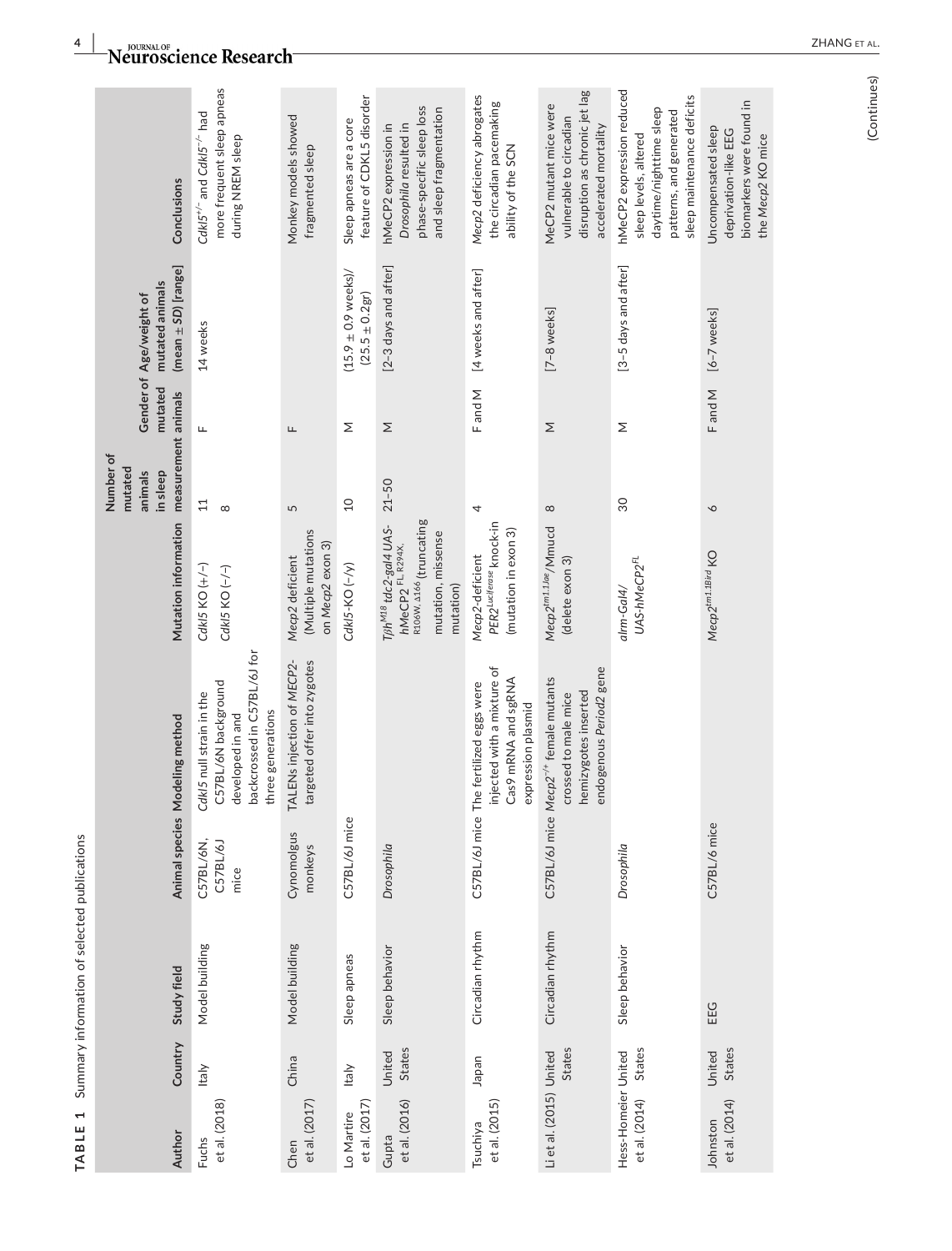**TABLE 1** Summary information of selected publications

| Author | Country | Study field | Animal species | Modeling method | Mutation information | Number of mutated animals in sleep measurement | Gender of mutated animals | Age/weight of mutated animals (mean ± *SD*) [range] | Conclusions |
|---|---|---|---|---|---|---|---|---|---|
| Fuchs et al. (2018) | Italy | Model building | C57BL/6N, C57BL/6J mice | *Cdkl5* null strain in the C57BL/6N background developed in and backcrossed in C57BL/6J for three generations | *Cdkl5* KO (+/−)<br>*Cdkl5* KO (−/−) | 11<br>8 | F | 14 weeks | *Cdkl5*$^{+/-}$ and *Cdkl5*$^{-/-}$ had more frequent sleep apneas during NREM sleep |
| Chen et al. (2017) | China | Model building | Cynomolgus monkeys | TALENs injection of MECP2-targeted offer into zygotes | *Mecp2* deficient (Multiple mutations on *Mecp2* exon 3) | 5 | F | | Monkey models showed fragmented sleep |
| Lo Martire et al. (2017) | Italy | Sleep apneas | C57BL/6J mice | | *Cdkl5*-KO (−/y) | 10 | M | (15.9 ± 0.9 weeks)/(25.5 ± 0.2gr) | Sleep apneas are a core feature of CDKL5 disorder |
| Gupta et al. (2016) | United States | Sleep behavior | *Drosophila* | | *Tβh*$^{M18}$ *tdc2-gal4 UAS-hMeCP2*$^{FL, R294X, R106W, \Delta166}$ (truncating mutation, missense mutation) | 21–50 | M | [2–3 days and after] | hMeCP2 expression in *Drosophila* resulted in phase-specific sleep loss and sleep fragmentation |
| Tsuchiya et al. (2015) | Japan | Circadian rhythm | C57BL/6J mice | The fertilized eggs were injected with a mixture of Cas9 mRNA and sgRNA expression plasmid | *Mecp2*-deficient *PER2*$^{Luciferase}$ knock-in (mutation in exon 3) | 4 | F and M | [4 weeks and after] | *Mecp2* deficiency abrogates the circadian pacemaking ability of the SCN |
| Li et al. (2015) | United States | Circadian rhythm | C57BL/6J mice | *Mecp2*$^{-/+}$ female mutants crossed to male mice hemizygotes inserted endogenous *Period2* gene | *Mecp2*$^{tm1.1Jae}$/Mmucd (delete exon 3) | 8 | M | [7–8 weeks] | MeCP2 mutant mice were vulnerable to circadian disruption as chronic jet lag accelerated mortality |
| Hess-Homeier et al. (2014) | United States | Sleep behavior | *Drosophila* | | *elav-Gal4/ UAS-hMeCP2*$^{FL}$ | 30 | M | [3–5 days and after] | hMeCP2 expression reduced sleep levels, altered daytime/nighttime sleep patterns, and generated sleep maintenance deficits |
| Johnston et al. (2014) | United States | EEG | C57BL/6 mice | | *Mecp2*$^{tm1.1Bird}$ KO | 6 | F and M | [6–7 weeks] | Uncompensated sleep deprivation-like EEG biomarkers were found in the *Mecp2* KO mice |

(Continues)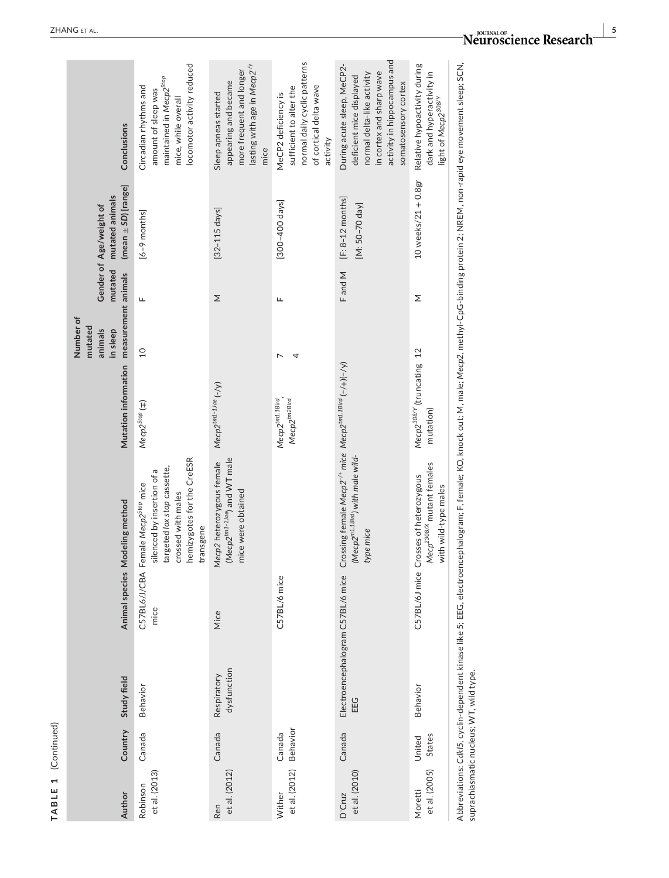**TABLE 1** (Continued)

| Author | Country | Study field | Animal species | Modeling method | Mutation information | Number of mutated animals in sleep measurement | Gender of mutated animals | Age/weight of mutated animals (mean ± *SD*) [range] | Conclusions |
|---|---|---|---|---|---|---|---|---|---|
| Robinson et al. (2013) | Canada | Behavior | C57BL6/J/CBA mice | Female $Mecp2^{Stop}$ mice silenced by insertion of a targeted *lox stop* cassette, crossed with males hemizygotes for the CreESR transgene | $Mecp2^{Stop}$ (±) | 10 | F | [6–9 months] | Circadian rhythms and amount of sleep was maintained in $Mecp2^{Stop}$ mice, while overall locomotor activity reduced |
| Ren et al. (2012) | Canada | Respiratory dysfunction | Mice | *Mecp2* heterozygous female ($Mecp2^{tm1-1Jae}$) and WT male mice were obtained | $Mecp2^{tm1-1Jae}$ (-/y) | | M | [32–115 days] | Sleep apneas started appearing and became more frequent and longer lasting with age in $Mecp2^{-/y}$ mice |
| Wither et al. (2012) | Canada | Behavior | C57BL/6 mice | | $Mecp2^{tm1.1Bird}$, $Mecp2^{tm2Bird}$ | 7<br>4 | F | [300–400 days] | MeCP2 deficiency is sufficient to alter the normal daily cyclic patterns of cortical delta wave activity |
| D'Cruz et al. (2010) | Canada | Electroencephalogram EEG | C57BL/6 mice | *Crossing female $Mecp2^{-/+}$ mice ($Mecp2^{tm1.1Bird}$) with male wild-type mice* | $Mecp2^{tm1.1Bird}$ (−/+)(−/y) | | F and M | [F: 8–12 months]<br>[M: 50–70 day] | During acute sleep, MeCP2-deficient mice displayed normal delta-like activity in cortex and sharp wave activity in hippocampus and somatosensory cortex |
| Moretti et al. (2005) | United States | Behavior | C57BL/6J mice | Crosses of heterozygous $Mecp^{2308/X}$ mutant females with wild-type males | $Mecp2^{308/Y}$ (truncating mutation) | 12 | M | 10 weeks/21 + 0.8gr | Relative hypoactivity during dark and hyperactivity in light of $Mecp2^{308/Y}$ |

Abbreviations: *Cdkl5*, cyclin-dependent kinase like 5; EEG, electroencephalogram; F, female; KO, knock out; M, male; *Mecp2*, methyl-CpG-binding protein 2; NREM, non-rapid eye movement sleep; SCN, suprachiasmatic nucleus; WT, wild type.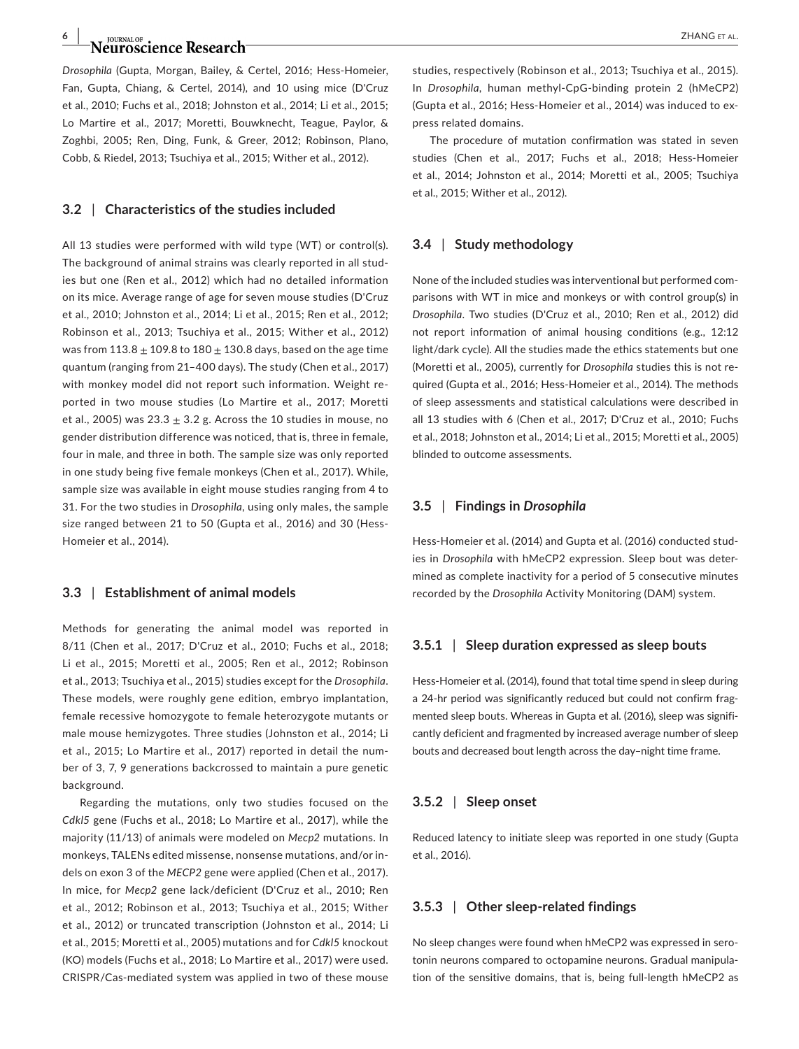*Drosophila* (Gupta, Morgan, Bailey, & Certel, 2016; Hess-Homeier, Fan, Gupta, Chiang, & Certel, 2014), and 10 using mice (D'Cruz et al., 2010; Fuchs et al., 2018; Johnston et al., 2014; Li et al., 2015; Lo Martire et al., 2017; Moretti, Bouwknecht, Teague, Paylor, & Zoghbi, 2005; Ren, Ding, Funk, & Greer, 2012; Robinson, Plano, Cobb, & Riedel, 2013; Tsuchiya et al., 2015; Wither et al., 2012).

### 3.2 | Characteristics of the studies included

All 13 studies were performed with wild type (WT) or control(s). The background of animal strains was clearly reported in all studies but one (Ren et al., 2012) which had no detailed information on its mice. Average range of age for seven mouse studies (D'Cruz et al., 2010; Johnston et al., 2014; Li et al., 2015; Ren et al., 2012; Robinson et al., 2013; Tsuchiya et al., 2015; Wither et al., 2012) was from $113.8 \pm 109.8$ to $180 \pm 130.8$ days, based on the age time quantum (ranging from 21–400 days). The study (Chen et al., 2017) with monkey model did not report such information. Weight reported in two mouse studies (Lo Martire et al., 2017; Moretti et al., 2005) was $23.3 \pm 3.2$ g. Across the 10 studies in mouse, no gender distribution difference was noticed, that is, three in female, four in male, and three in both. The sample size was only reported in one study being five female monkeys (Chen et al., 2017). While, sample size was available in eight mouse studies ranging from 4 to 31. For the two studies in *Drosophila*, using only males, the sample size ranged between 21 to 50 (Gupta et al., 2016) and 30 (Hess-Homeier et al., 2014).

### 3.3 | Establishment of animal models

Methods for generating the animal model was reported in 8/11 (Chen et al., 2017; D'Cruz et al., 2010; Fuchs et al., 2018; Li et al., 2015; Moretti et al., 2005; Ren et al., 2012; Robinson et al., 2013; Tsuchiya et al., 2015) studies except for the *Drosophila*. These models, were roughly gene edition, embryo implantation, female recessive homozygote to female heterozygote mutants or male mouse hemizygotes. Three studies (Johnston et al., 2014; Li et al., 2015; Lo Martire et al., 2017) reported in detail the number of 3, 7, 9 generations backcrossed to maintain a pure genetic background.

Regarding the mutations, only two studies focused on the *Cdkl5* gene (Fuchs et al., 2018; Lo Martire et al., 2017), while the majority (11/13) of animals were modeled on *Mecp2* mutations. In monkeys, TALENs edited missense, nonsense mutations, and/or indels on exon 3 of the *MECP2* gene were applied (Chen et al., 2017). In mice, for *Mecp2* gene lack/deficient (D'Cruz et al., 2010; Ren et al., 2012; Robinson et al., 2013; Tsuchiya et al., 2015; Wither et al., 2012) or truncated transcription (Johnston et al., 2014; Li et al., 2015; Moretti et al., 2005) mutations and for *Cdkl5* knockout (KO) models (Fuchs et al., 2018; Lo Martire et al., 2017) were used. CRISPR/Cas-mediated system was applied in two of these mouse studies, respectively (Robinson et al., 2013; Tsuchiya et al., 2015). In *Drosophila*, human methyl-CpG-binding protein 2 (hMeCP2) (Gupta et al., 2016; Hess-Homeier et al., 2014) was induced to express related domains.

The procedure of mutation confirmation was stated in seven studies (Chen et al., 2017; Fuchs et al., 2018; Hess-Homeier et al., 2014; Johnston et al., 2014; Moretti et al., 2005; Tsuchiya et al., 2015; Wither et al., 2012).

### 3.4 | Study methodology

None of the included studies was interventional but performed comparisons with WT in mice and monkeys or with control group(s) in *Drosophila*. Two studies (D'Cruz et al., 2010; Ren et al., 2012) did not report information of animal housing conditions (e.g., 12:12 light/dark cycle). All the studies made the ethics statements but one (Moretti et al., 2005), currently for *Drosophila* studies this is not required (Gupta et al., 2016; Hess-Homeier et al., 2014). The methods of sleep assessments and statistical calculations were described in all 13 studies with 6 (Chen et al., 2017; D'Cruz et al., 2010; Fuchs et al., 2018; Johnston et al., 2014; Li et al., 2015; Moretti et al., 2005) blinded to outcome assessments.

### 3.5 | Findings in *Drosophila*

Hess-Homeier et al. (2014) and Gupta et al. (2016) conducted studies in *Drosophila* with hMeCP2 expression. Sleep bout was determined as complete inactivity for a period of 5 consecutive minutes recorded by the *Drosophila* Activity Monitoring (DAM) system.

#### 3.5.1 | Sleep duration expressed as sleep bouts

Hess-Homeier et al. (2014), found that total time spend in sleep during a 24-hr period was significantly reduced but could not confirm fragmented sleep bouts. Whereas in Gupta et al. (2016), sleep was significantly deficient and fragmented by increased average number of sleep bouts and decreased bout length across the day–night time frame.

#### 3.5.2 | Sleep onset

Reduced latency to initiate sleep was reported in one study (Gupta et al., 2016).

#### 3.5.3 | Other sleep-related findings

No sleep changes were found when hMeCP2 was expressed in serotonin neurons compared to octopamine neurons. Gradual manipulation of the sensitive domains, that is, being full-length hMeCP2 as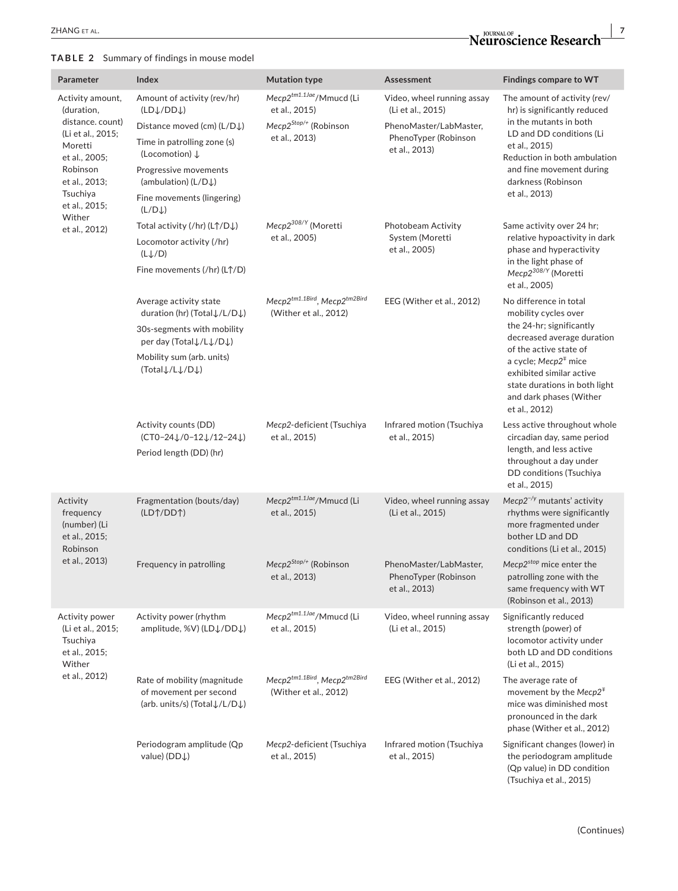**TABLE 2** Summary of findings in mouse model

| Parameter | Index | Mutation type | Assessment | Findings compare to WT |
|---|---|---|---|---|
| Activity amount, (duration, distance. count) (Li et al., 2015; Moretti et al., 2005; Robinson et al., 2013; Tsuchiya et al., 2015; Wither et al., 2012) | Amount of activity (rev/hr) (LD↓/DD↓)<br>Distance moved (cm) (L/D↓)<br>Time in patrolling zone (s) (Locomotion) ↓<br>Progressive movements (ambulation) (L/D↓)<br>Fine movements (lingering) (L/D↓) | *Mecp2*$^{tm1.1Jae}$/Mmucd (Li et al., 2015)<br>*Mecp2*$^{Stop/+}$ (Robinson et al., 2013) | Video, wheel running assay (Li et al., 2015)<br>PhenoMaster/LabMaster, PhenoTyper (Robinson et al., 2013) | The amount of activity (rev/hr) is significantly reduced in the mutants in both LD and DD conditions (Li et al., 2015)<br>Reduction in both ambulation and fine movement during darkness (Robinson et al., 2013) |
| | Total activity (/hr) (L↑/D↓)<br>Locomotor activity (/hr) (L↓/D)<br>Fine movements (/hr) (L↑/D) | *Mecp2*$^{308/Y}$ (Moretti et al., 2005) | Photobeam Activity System (Moretti et al., 2005) | Same activity over 24 hr; relative hypoactivity in dark phase and hyperactivity in the light phase of *Mecp2*$^{308/Y}$ (Moretti et al., 2005) |
| | Average activity state duration (hr) (Total↓/L/D↓)<br>30s-segments with mobility per day (Total↓/L↓/D↓)<br>Mobility sum (arb. units) (Total↓/L↓/D↓) | *Mecp2*$^{tm1.1Bird}$, *Mecp2*$^{tm2Bird}$ (Wither et al., 2012) | EEG (Wither et al., 2012) | No difference in total mobility cycles over the 24-hr; significantly decreased average duration of the active state of a cycle; *Mecp2*$^{‡}$ mice exhibited similar active state durations in both light and dark phases (Wither et al., 2012) |
| | Activity counts (DD) (CT0–24↓/0–12↓/12–24↓)<br>Period length (DD) (hr) | *Mecp2*-deficient (Tsuchiya et al., 2015) | Infrared motion (Tsuchiya et al., 2015) | Less active throughout whole circadian day, same period length, and less active throughout a day under DD conditions (Tsuchiya et al., 2015) |
| Activity frequency (number) (Li et al., 2015; Robinson et al., 2013) | Fragmentation (bouts/day) (LD↑/DD↑) | *Mecp2*$^{tm1.1Jae}$/Mmucd (Li et al., 2015) | Video, wheel running assay (Li et al., 2015) | *Mecp2*$^{-/y}$ mutants' activity rhythms were significantly more fragmented under bother LD and DD conditions (Li et al., 2015) |
| | Frequency in patrolling | *Mecp2*$^{Stop/+}$ (Robinson et al., 2013) | PhenoMaster/LabMaster, PhenoTyper (Robinson et al., 2013) | *Mecp2*$^{stop}$ mice enter the patrolling zone with the same frequency with WT (Robinson et al., 2013) |
| Activity power (Li et al., 2015; Tsuchiya et al., 2015; Wither et al., 2012) | Activity power (rhythm amplitude, %V) (LD↓/DD↓) | *Mecp2*$^{tm1.1Jae}$/Mmucd (Li et al., 2015) | Video, wheel running assay (Li et al., 2015) | Significantly reduced strength (power) of locomotor activity under both LD and DD conditions (Li et al., 2015) |
| | Rate of mobility (magnitude of movement per second (arb. units/s) (Total↓/L/D↓) | *Mecp2*$^{tm1.1Bird}$, *Mecp2*$^{tm2Bird}$ (Wither et al., 2012) | EEG (Wither et al., 2012) | The average rate of movement by the *Mecp2*$^{‡}$ mice was diminished most pronounced in the dark phase (Wither et al., 2012) |
| | Periodogram amplitude (Qp value) (DD↓) | *Mecp2*-deficient (Tsuchiya et al., 2015) | Infrared motion (Tsuchiya et al., 2015) | Significant changes (lower) in the periodogram amplitude (Qp value) in DD condition (Tsuchiya et al., 2015) |

(Continues)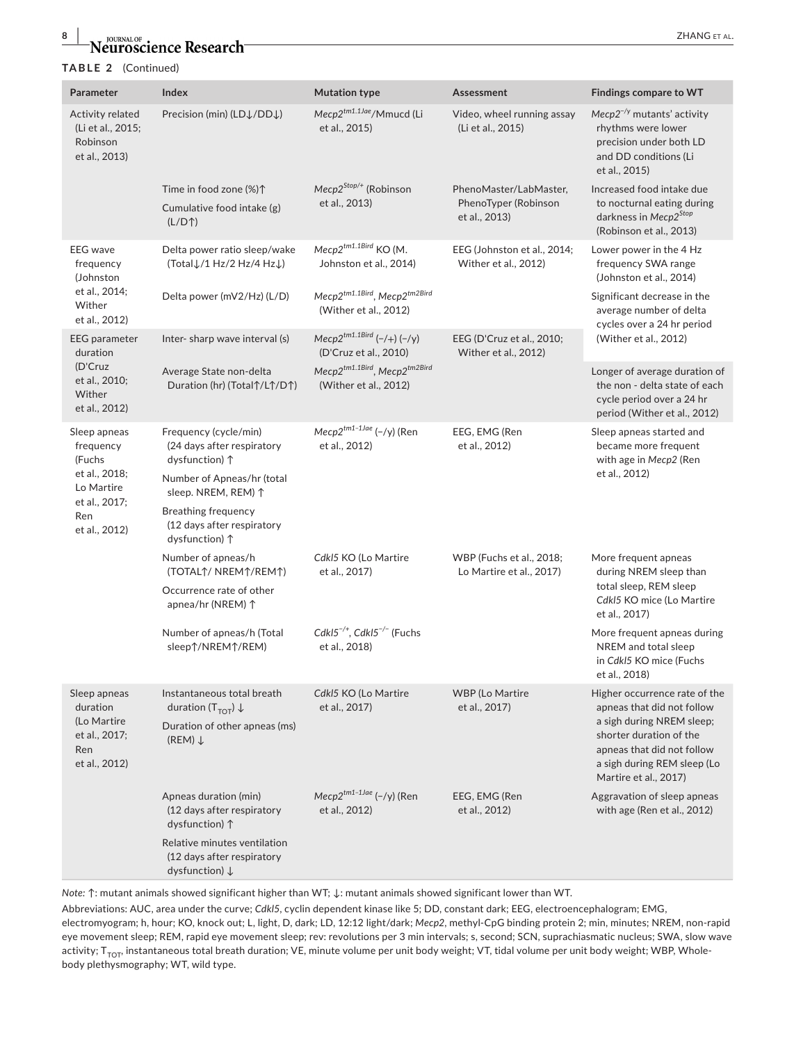**TABLE 2** (Continued)

| Parameter | Index | Mutation type | Assessment | Findings compare to WT |
|---|---|---|---|---|
| Activity related (Li et al., 2015; Robinson et al., 2013) | Precision (min) (LD↓/DD↓) | *Mecp2*$^{tm1.1Jae}$/Mmucd (Li et al., 2015) | Video, wheel running assay (Li et al., 2015) | *Mecp2*$^{-/y}$ mutants' activity rhythms were lower precision under both LD and DD conditions (Li et al., 2015) |
| | Time in food zone (%)↑<br>Cumulative food intake (g) (L/D↑) | *Mecp2*$^{Stop/+}$ (Robinson et al., 2013) | PhenoMaster/LabMaster, PhenoTyper (Robinson et al., 2013) | Increased food intake due to nocturnal eating during darkness in *Mecp2*$^{Stop}$ (Robinson et al., 2013) |
| EEG wave frequency (Johnston et al., 2014; Wither et al., 2012) | Delta power ratio sleep/wake (Total↓/1 Hz/2 Hz/4 Hz↓) | *Mecp2*$^{tm1.1Bird}$ KO (M. Johnston et al., 2014) | EEG (Johnston et al., 2014; Wither et al., 2012) | Lower power in the 4 Hz frequency SWA range (Johnston et al., 2014) |
| | Delta power (mV2/Hz) (L/D) | *Mecp2*$^{tm1.1Bird}$, *Mecp2*$^{tm2Bird}$ (Wither et al., 2012) | | Significant decrease in the average number of delta cycles over a 24 hr period (Wither et al., 2012) |
| EEG parameter duration (D'Cruz et al., 2010; Wither et al., 2012) | Inter- sharp wave interval (s) | *Mecp2*$^{tm1.1Bird}$ (−/+) (−/y) (D'Cruz et al., 2010) | EEG (D'Cruz et al., 2010; Wither et al., 2012) | |
| | Average State non-delta Duration (hr) (Total↑/L↑/D↑) | *Mecp2*$^{tm1.1Bird}$, *Mecp2*$^{tm2Bird}$ (Wither et al., 2012) | | Longer of average duration of the non - delta state of each cycle period over a 24 hr period (Wither et al., 2012) |
| Sleep apneas frequency (Fuchs et al., 2018; Lo Martire et al., 2017; Ren et al., 2012) | Frequency (cycle/min) (24 days after respiratory dysfunction) ↑<br>Number of Apneas/hr (total sleep. NREM, REM) ↑<br>Breathing frequency (12 days after respiratory dysfunction) ↑ | *Mecp2*$^{tm1-1Jae}$ (−/y) (Ren et al., 2012) | EEG, EMG (Ren et al., 2012) | Sleep apneas started and became more frequent with age in *Mecp2* (Ren et al., 2012) |
| | Number of apneas/h (TOTAL↑/ NREM↑/REM↑)<br>Occurrence rate of other apnea/hr (NREM) ↑ | *Cdkl5* KO (Lo Martire et al., 2017) | WBP (Fuchs et al., 2018; Lo Martire et al., 2017) | More frequent apneas during NREM sleep than total sleep, REM sleep *Cdkl5* KO mice (Lo Martire et al., 2017) |
| | Number of apneas/h (Total sleep↑/NREM↑/REM) | *Cdkl5*$^{-/+}$, *Cdkl5*$^{-/-}$ (Fuchs et al., 2018) | | More frequent apneas during NREM and total sleep in *Cdkl5* KO mice (Fuchs et al., 2018) |
| Sleep apneas duration (Lo Martire et al., 2017; Ren et al., 2012) | Instantaneous total breath duration ($T_{TOT}$) ↓<br>Duration of other apneas (ms) (REM) ↓ | *Cdkl5* KO (Lo Martire et al., 2017) | WBP (Lo Martire et al., 2017) | Higher occurrence rate of the apneas that did not follow a sigh during NREM sleep; shorter duration of the apneas that did not follow a sigh during REM sleep (Lo Martire et al., 2017) |
| | Apneas duration (min) (12 days after respiratory dysfunction) ↑<br>Relative minutes ventilation (12 days after respiratory dysfunction) ↓ | *Mecp2*$^{tm1-1Jae}$ (−/y) (Ren et al., 2012) | EEG, EMG (Ren et al., 2012) | Aggravation of sleep apneas with age (Ren et al., 2012) |

*Note:* ↑: mutant animals showed significant higher than WT; ↓: mutant animals showed significant lower than WT.

Abbreviations: AUC, area under the curve; *Cdkl5*, cyclin dependent kinase like 5; DD, constant dark; EEG, electroencephalogram; EMG, electromyogram; h, hour; KO, knock out; L, light, D, dark; LD, 12:12 light/dark; *Mecp2*, methyl-CpG binding protein 2; min, minutes; NREM, non-rapid eye movement sleep; REM, rapid eye movement sleep; rev: revolutions per 3 min intervals; s, second; SCN, suprachiasmatic nucleus; SWA, slow wave activity; $T_{TOT}$, instantaneous total breath duration; VE, minute volume per unit body weight; VT, tidal volume per unit body weight; WBP, Whole-body plethysmography; WT, wild type.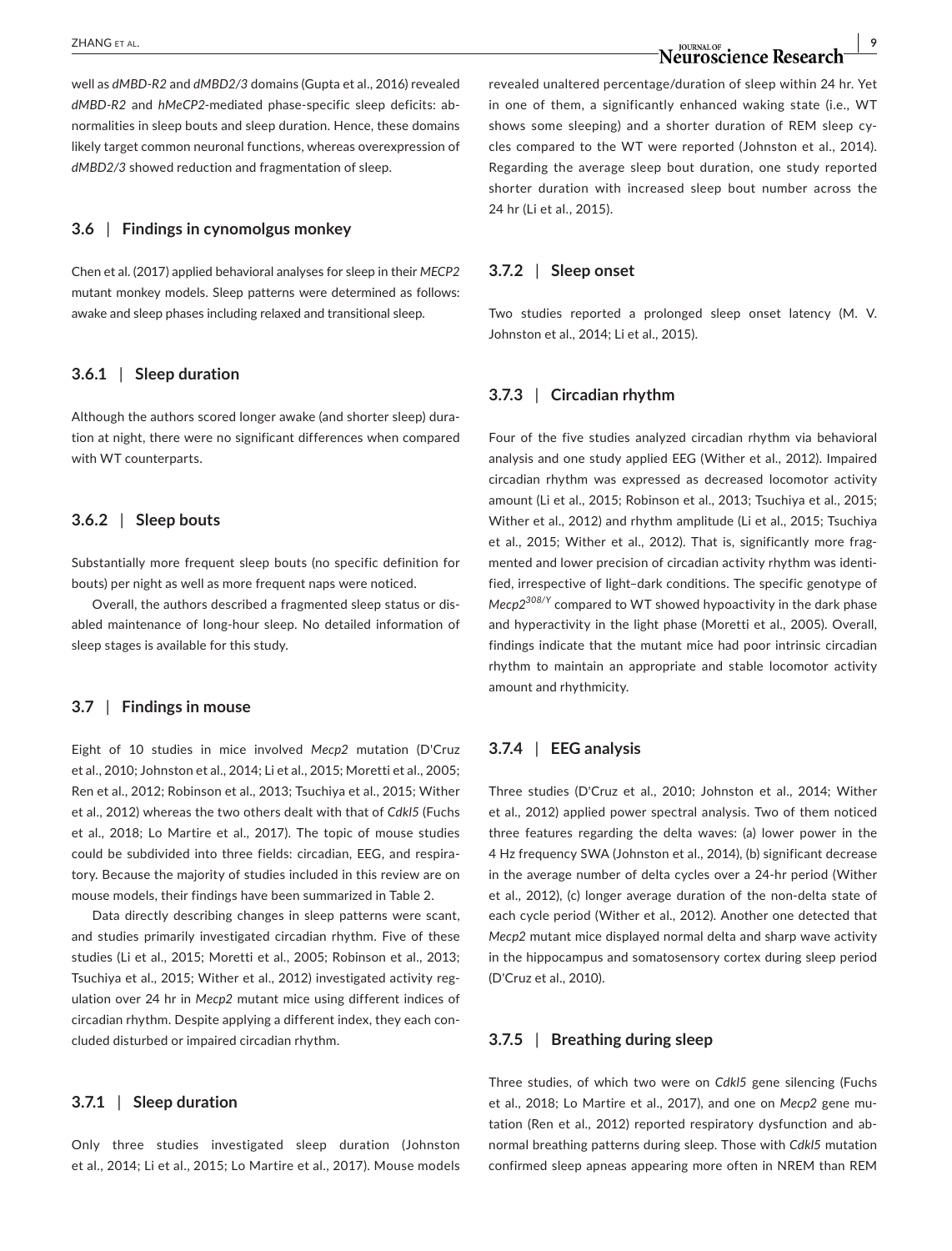well as *dMBD-R2* and *dMBD2/3* domains (Gupta et al., 2016) revealed *dMBD-R2* and *hMeCP2*-mediated phase-specific sleep deficits: abnormalities in sleep bouts and sleep duration. Hence, these domains likely target common neuronal functions, whereas overexpression of *dMBD2/3* showed reduction and fragmentation of sleep.

### 3.6 | Findings in cynomolgus monkey

Chen et al. (2017) applied behavioral analyses for sleep in their *MECP2* mutant monkey models. Sleep patterns were determined as follows: awake and sleep phases including relaxed and transitional sleep.

#### 3.6.1 | Sleep duration

Although the authors scored longer awake (and shorter sleep) duration at night, there were no significant differences when compared with WT counterparts.

#### 3.6.2 | Sleep bouts

Substantially more frequent sleep bouts (no specific definition for bouts) per night as well as more frequent naps were noticed.

Overall, the authors described a fragmented sleep status or disabled maintenance of long-hour sleep. No detailed information of sleep stages is available for this study.

### 3.7 | Findings in mouse

Eight of 10 studies in mice involved *Mecp2* mutation (D'Cruz et al., 2010; Johnston et al., 2014; Li et al., 2015; Moretti et al., 2005; Ren et al., 2012; Robinson et al., 2013; Tsuchiya et al., 2015; Wither et al., 2012) whereas the two others dealt with that of *Cdkl5* (Fuchs et al., 2018; Lo Martire et al., 2017). The topic of mouse studies could be subdivided into three fields: circadian, EEG, and respiratory. Because the majority of studies included in this review are on mouse models, their findings have been summarized in Table 2.

Data directly describing changes in sleep patterns were scant, and studies primarily investigated circadian rhythm. Five of these studies (Li et al., 2015; Moretti et al., 2005; Robinson et al., 2013; Tsuchiya et al., 2015; Wither et al., 2012) investigated activity regulation over 24 hr in *Mecp2* mutant mice using different indices of circadian rhythm. Despite applying a different index, they each concluded disturbed or impaired circadian rhythm.

#### 3.7.1 | Sleep duration

Only three studies investigated sleep duration (Johnston et al., 2014; Li et al., 2015; Lo Martire et al., 2017). Mouse models revealed unaltered percentage/duration of sleep within 24 hr. Yet in one of them, a significantly enhanced waking state (i.e., WT shows some sleeping) and a shorter duration of REM sleep cycles compared to the WT were reported (Johnston et al., 2014). Regarding the average sleep bout duration, one study reported shorter duration with increased sleep bout number across the 24 hr (Li et al., 2015).

#### 3.7.2 | Sleep onset

Two studies reported a prolonged sleep onset latency (M. V. Johnston et al., 2014; Li et al., 2015).

#### 3.7.3 | Circadian rhythm

Four of the five studies analyzed circadian rhythm via behavioral analysis and one study applied EEG (Wither et al., 2012). Impaired circadian rhythm was expressed as decreased locomotor activity amount (Li et al., 2015; Robinson et al., 2013; Tsuchiya et al., 2015; Wither et al., 2012) and rhythm amplitude (Li et al., 2015; Tsuchiya et al., 2015; Wither et al., 2012). That is, significantly more fragmented and lower precision of circadian activity rhythm was identified, irrespective of light–dark conditions. The specific genotype of *Mecp2*$^{308/Y}$ compared to WT showed hypoactivity in the dark phase and hyperactivity in the light phase (Moretti et al., 2005). Overall, findings indicate that the mutant mice had poor intrinsic circadian rhythm to maintain an appropriate and stable locomotor activity amount and rhythmicity.

#### 3.7.4 | EEG analysis

Three studies (D'Cruz et al., 2010; Johnston et al., 2014; Wither et al., 2012) applied power spectral analysis. Two of them noticed three features regarding the delta waves: (a) lower power in the 4 Hz frequency SWA (Johnston et al., 2014), (b) significant decrease in the average number of delta cycles over a 24-hr period (Wither et al., 2012), (c) longer average duration of the non-delta state of each cycle period (Wither et al., 2012). Another one detected that *Mecp2* mutant mice displayed normal delta and sharp wave activity in the hippocampus and somatosensory cortex during sleep period (D'Cruz et al., 2010).

#### 3.7.5 | Breathing during sleep

Three studies, of which two were on *Cdkl5* gene silencing (Fuchs et al., 2018; Lo Martire et al., 2017), and one on *Mecp2* gene mutation (Ren et al., 2012) reported respiratory dysfunction and abnormal breathing patterns during sleep. Those with *Cdkl5* mutation confirmed sleep apneas appearing more often in NREM than REM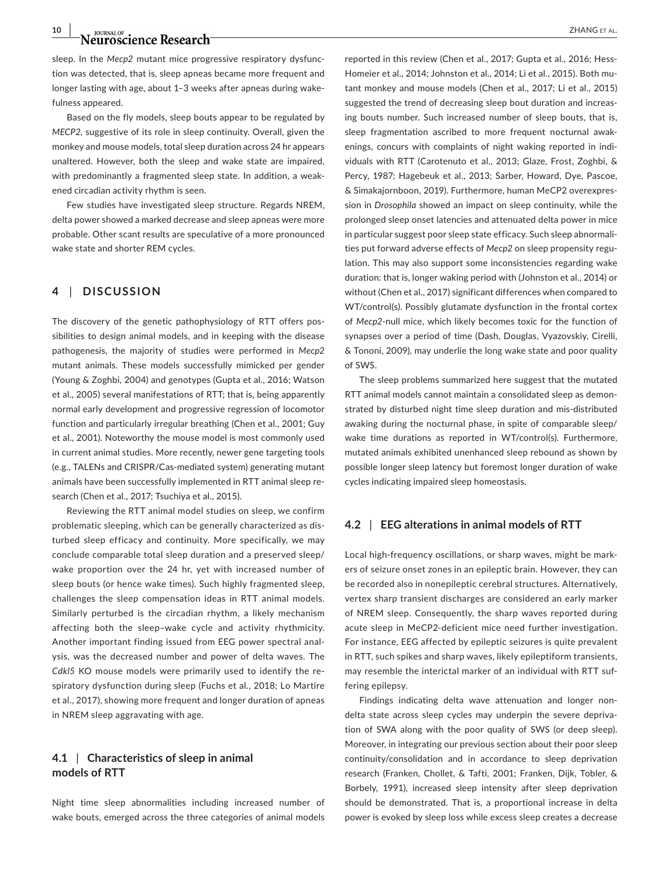sleep. In the *Mecp2* mutant mice progressive respiratory dysfunction was detected, that is, sleep apneas became more frequent and longer lasting with age, about 1–3 weeks after apneas during wakefulness appeared.

Based on the fly models, sleep bouts appear to be regulated by *MECP2*, suggestive of its role in sleep continuity. Overall, given the monkey and mouse models, total sleep duration across 24 hr appears unaltered. However, both the sleep and wake state are impaired, with predominantly a fragmented sleep state. In addition, a weakened circadian activity rhythm is seen.

Few studies have investigated sleep structure. Regards NREM, delta power showed a marked decrease and sleep apneas were more probable. Other scant results are speculative of a more pronounced wake state and shorter REM cycles.

## 4 | DISCUSSION

The discovery of the genetic pathophysiology of RTT offers possibilities to design animal models, and in keeping with the disease pathogenesis, the majority of studies were performed in *Mecp2* mutant animals. These models successfully mimicked per gender (Young & Zoghbi, 2004) and genotypes (Gupta et al., 2016; Watson et al., 2005) several manifestations of RTT; that is, being apparently normal early development and progressive regression of locomotor function and particularly irregular breathing (Chen et al., 2001; Guy et al., 2001). Noteworthy the mouse model is most commonly used in current animal studies. More recently, newer gene targeting tools (e.g., TALENs and CRISPR/Cas-mediated system) generating mutant animals have been successfully implemented in RTT animal sleep research (Chen et al., 2017; Tsuchiya et al., 2015).

Reviewing the RTT animal model studies on sleep, we confirm problematic sleeping, which can be generally characterized as disturbed sleep efficacy and continuity. More specifically, we may conclude comparable total sleep duration and a preserved sleep/wake proportion over the 24 hr, yet with increased number of sleep bouts (or hence wake times). Such highly fragmented sleep, challenges the sleep compensation ideas in RTT animal models. Similarly perturbed is the circadian rhythm, a likely mechanism affecting both the sleep–wake cycle and activity rhythmicity. Another important finding issued from EEG power spectral analysis, was the decreased number and power of delta waves. The *Cdkl5* KO mouse models were primarily used to identify the respiratory dysfunction during sleep (Fuchs et al., 2018; Lo Martire et al., 2017), showing more frequent and longer duration of apneas in NREM sleep aggravating with age.

### 4.1 | Characteristics of sleep in animal models of RTT

Night time sleep abnormalities including increased number of wake bouts, emerged across the three categories of animal models reported in this review (Chen et al., 2017; Gupta et al., 2016; Hess-Homeier et al., 2014; Johnston et al., 2014; Li et al., 2015). Both mutant monkey and mouse models (Chen et al., 2017; Li et al., 2015) suggested the trend of decreasing sleep bout duration and increasing bouts number. Such increased number of sleep bouts, that is, sleep fragmentation ascribed to more frequent nocturnal awakenings, concurs with complaints of night waking reported in individuals with RTT (Carotenuto et al., 2013; Glaze, Frost, Zoghbi, & Percy, 1987; Hagebeuk et al., 2013; Sarber, Howard, Dye, Pascoe, & Simakajornboon, 2019). Furthermore, human MeCP2 overexpression in *Drosophila* showed an impact on sleep continuity, while the prolonged sleep onset latencies and attenuated delta power in mice in particular suggest poor sleep state efficacy. Such sleep abnormalities put forward adverse effects of *Mecp2* on sleep propensity regulation. This may also support some inconsistencies regarding wake duration: that is, longer waking period with (Johnston et al., 2014) or without (Chen et al., 2017) significant differences when compared to WT/control(s). Possibly glutamate dysfunction in the frontal cortex of *Mecp2*-null mice, which likely becomes toxic for the function of synapses over a period of time (Dash, Douglas, Vyazovskiy, Cirelli, & Tononi, 2009), may underlie the long wake state and poor quality of SWS.

The sleep problems summarized here suggest that the mutated RTT animal models cannot maintain a consolidated sleep as demonstrated by disturbed night time sleep duration and mis-distributed awaking during the nocturnal phase, in spite of comparable sleep/wake time durations as reported in WT/control(s). Furthermore, mutated animals exhibited unenhanced sleep rebound as shown by possible longer sleep latency but foremost longer duration of wake cycles indicating impaired sleep homeostasis.

### 4.2 | EEG alterations in animal models of RTT

Local high-frequency oscillations, or sharp waves, might be markers of seizure onset zones in an epileptic brain. However, they can be recorded also in nonepileptic cerebral structures. Alternatively, vertex sharp transient discharges are considered an early marker of NREM sleep. Consequently, the sharp waves reported during acute sleep in MeCP2-deficient mice need further investigation. For instance, EEG affected by epileptic seizures is quite prevalent in RTT, such spikes and sharp waves, likely epileptiform transients, may resemble the interictal marker of an individual with RTT suffering epilepsy.

Findings indicating delta wave attenuation and longer nondelta state across sleep cycles may underpin the severe deprivation of SWA along with the poor quality of SWS (or deep sleep). Moreover, in integrating our previous section about their poor sleep continuity/consolidation and in accordance to sleep deprivation research (Franken, Chollet, & Tafti, 2001; Franken, Dijk, Tobler, & Borbely, 1991), increased sleep intensity after sleep deprivation should be demonstrated. That is, a proportional increase in delta power is evoked by sleep loss while excess sleep creates a decrease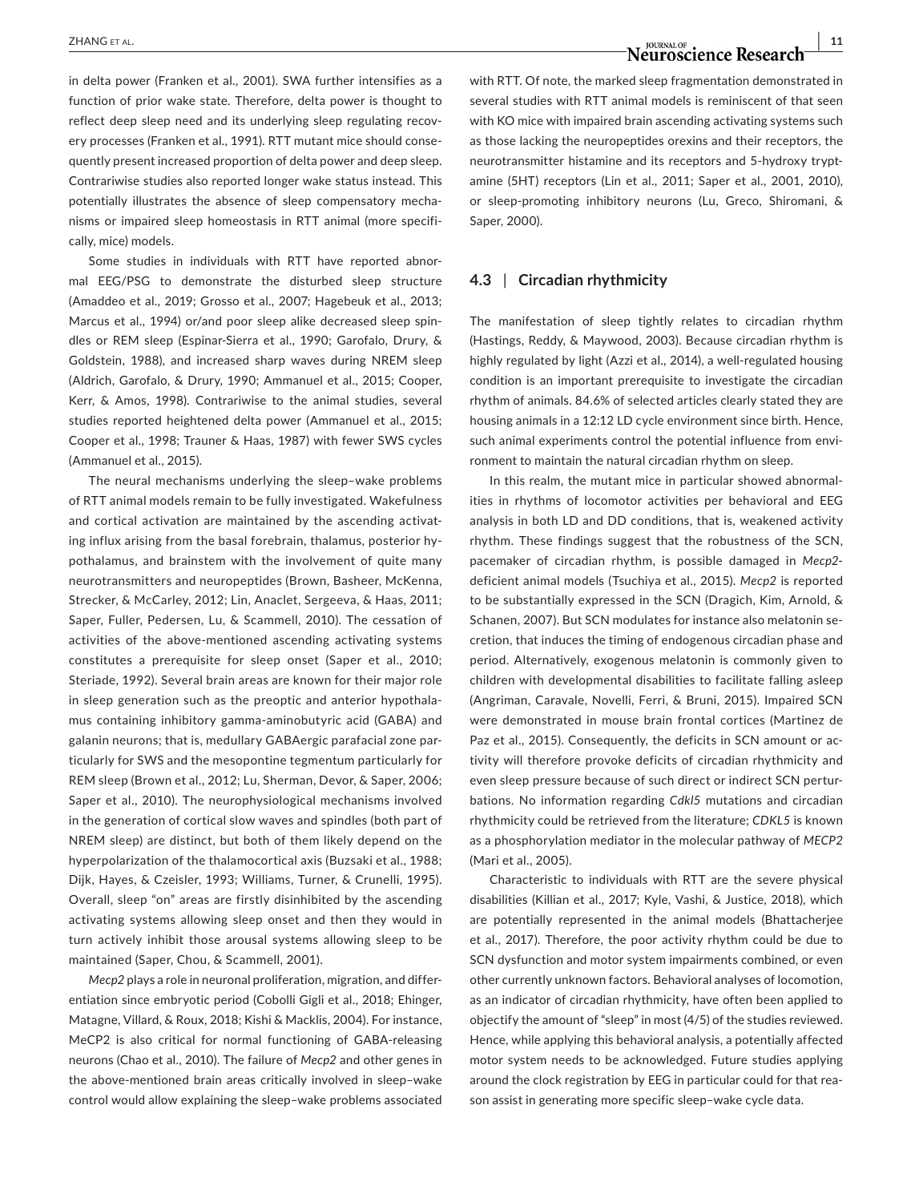in delta power (Franken et al., 2001). SWA further intensifies as a function of prior wake state. Therefore, delta power is thought to reflect deep sleep need and its underlying sleep regulating recovery processes (Franken et al., 1991). RTT mutant mice should consequently present increased proportion of delta power and deep sleep. Contrariwise studies also reported longer wake status instead. This potentially illustrates the absence of sleep compensatory mechanisms or impaired sleep homeostasis in RTT animal (more specifically, mice) models.

Some studies in individuals with RTT have reported abnormal EEG/PSG to demonstrate the disturbed sleep structure (Amaddeo et al., 2019; Grosso et al., 2007; Hagebeuk et al., 2013; Marcus et al., 1994) or/and poor sleep alike decreased sleep spindles or REM sleep (Espinar-Sierra et al., 1990; Garofalo, Drury, & Goldstein, 1988), and increased sharp waves during NREM sleep (Aldrich, Garofalo, & Drury, 1990; Ammanuel et al., 2015; Cooper, Kerr, & Amos, 1998). Contrariwise to the animal studies, several studies reported heightened delta power (Ammanuel et al., 2015; Cooper et al., 1998; Trauner & Haas, 1987) with fewer SWS cycles (Ammanuel et al., 2015).

The neural mechanisms underlying the sleep–wake problems of RTT animal models remain to be fully investigated. Wakefulness and cortical activation are maintained by the ascending activating influx arising from the basal forebrain, thalamus, posterior hypothalamus, and brainstem with the involvement of quite many neurotransmitters and neuropeptides (Brown, Basheer, McKenna, Strecker, & McCarley, 2012; Lin, Anaclet, Sergeeva, & Haas, 2011; Saper, Fuller, Pedersen, Lu, & Scammell, 2010). The cessation of activities of the above-mentioned ascending activating systems constitutes a prerequisite for sleep onset (Saper et al., 2010; Steriade, 1992). Several brain areas are known for their major role in sleep generation such as the preoptic and anterior hypothalamus containing inhibitory gamma-aminobutyric acid (GABA) and galanin neurons; that is, medullary GABAergic parafacial zone particularly for SWS and the mesopontine tegmentum particularly for REM sleep (Brown et al., 2012; Lu, Sherman, Devor, & Saper, 2006; Saper et al., 2010). The neurophysiological mechanisms involved in the generation of cortical slow waves and spindles (both part of NREM sleep) are distinct, but both of them likely depend on the hyperpolarization of the thalamocortical axis (Buzsaki et al., 1988; Dijk, Hayes, & Czeisler, 1993; Williams, Turner, & Crunelli, 1995). Overall, sleep "on" areas are firstly disinhibited by the ascending activating systems allowing sleep onset and then they would in turn actively inhibit those arousal systems allowing sleep to be maintained (Saper, Chou, & Scammell, 2001).

*Mecp2* plays a role in neuronal proliferation, migration, and differentiation since embryotic period (Cobolli Gigli et al., 2018; Ehinger, Matagne, Villard, & Roux, 2018; Kishi & Macklis, 2004). For instance, MeCP2 is also critical for normal functioning of GABA-releasing neurons (Chao et al., 2010). The failure of *Mecp2* and other genes in the above-mentioned brain areas critically involved in sleep–wake control would allow explaining the sleep–wake problems associated with RTT. Of note, the marked sleep fragmentation demonstrated in several studies with RTT animal models is reminiscent of that seen with KO mice with impaired brain ascending activating systems such as those lacking the neuropeptides orexins and their receptors, the neurotransmitter histamine and its receptors and 5-hydroxy tryptamine (5HT) receptors (Lin et al., 2011; Saper et al., 2001, 2010), or sleep-promoting inhibitory neurons (Lu, Greco, Shiromani, & Saper, 2000).

### 4.3 | Circadian rhythmicity

The manifestation of sleep tightly relates to circadian rhythm (Hastings, Reddy, & Maywood, 2003). Because circadian rhythm is highly regulated by light (Azzi et al., 2014), a well-regulated housing condition is an important prerequisite to investigate the circadian rhythm of animals. 84.6% of selected articles clearly stated they are housing animals in a 12:12 LD cycle environment since birth. Hence, such animal experiments control the potential influence from environment to maintain the natural circadian rhythm on sleep.

In this realm, the mutant mice in particular showed abnormalities in rhythms of locomotor activities per behavioral and EEG analysis in both LD and DD conditions, that is, weakened activity rhythm. These findings suggest that the robustness of the SCN, pacemaker of circadian rhythm, is possible damaged in *Mecp2*-deficient animal models (Tsuchiya et al., 2015). *Mecp2* is reported to be substantially expressed in the SCN (Dragich, Kim, Arnold, & Schanen, 2007). But SCN modulates for instance also melatonin secretion, that induces the timing of endogenous circadian phase and period. Alternatively, exogenous melatonin is commonly given to children with developmental disabilities to facilitate falling asleep (Angriman, Caravale, Novelli, Ferri, & Bruni, 2015). Impaired SCN were demonstrated in mouse brain frontal cortices (Martinez de Paz et al., 2015). Consequently, the deficits in SCN amount or activity will therefore provoke deficits of circadian rhythmicity and even sleep pressure because of such direct or indirect SCN perturbations. No information regarding *Cdkl5* mutations and circadian rhythmicity could be retrieved from the literature; *CDKL5* is known as a phosphorylation mediator in the molecular pathway of *MECP2* (Mari et al., 2005).

Characteristic to individuals with RTT are the severe physical disabilities (Killian et al., 2017; Kyle, Vashi, & Justice, 2018), which are potentially represented in the animal models (Bhattacherjee et al., 2017). Therefore, the poor activity rhythm could be due to SCN dysfunction and motor system impairments combined, or even other currently unknown factors. Behavioral analyses of locomotion, as an indicator of circadian rhythmicity, have often been applied to objectify the amount of "sleep" in most (4/5) of the studies reviewed. Hence, while applying this behavioral analysis, a potentially affected motor system needs to be acknowledged. Future studies applying around the clock registration by EEG in particular could for that reason assist in generating more specific sleep–wake cycle data.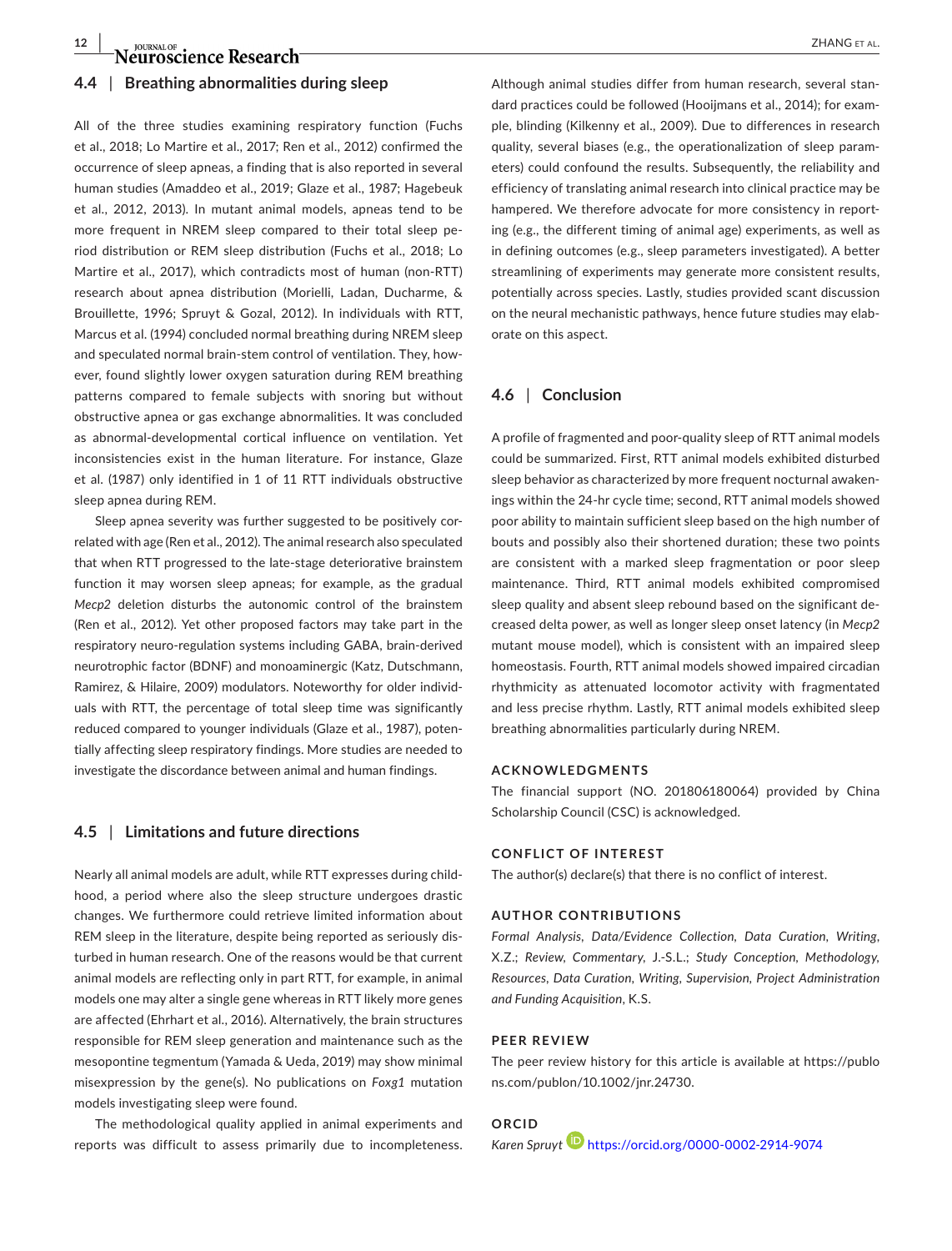### 4.4 | Breathing abnormalities during sleep

All of the three studies examining respiratory function (Fuchs et al., 2018; Lo Martire et al., 2017; Ren et al., 2012) confirmed the occurrence of sleep apneas, a finding that is also reported in several human studies (Amaddeo et al., 2019; Glaze et al., 1987; Hagebeuk et al., 2012, 2013). In mutant animal models, apneas tend to be more frequent in NREM sleep compared to their total sleep period distribution or REM sleep distribution (Fuchs et al., 2018; Lo Martire et al., 2017), which contradicts most of human (non-RTT) research about apnea distribution (Morielli, Ladan, Ducharme, & Brouillette, 1996; Spruyt & Gozal, 2012). In individuals with RTT, Marcus et al. (1994) concluded normal breathing during NREM sleep and speculated normal brain-stem control of ventilation. They, however, found slightly lower oxygen saturation during REM breathing patterns compared to female subjects with snoring but without obstructive apnea or gas exchange abnormalities. It was concluded as abnormal-developmental cortical influence on ventilation. Yet inconsistencies exist in the human literature. For instance, Glaze et al. (1987) only identified in 1 of 11 RTT individuals obstructive sleep apnea during REM.

Sleep apnea severity was further suggested to be positively correlated with age (Ren et al., 2012). The animal research also speculated that when RTT progressed to the late-stage deteriorative brainstem function it may worsen sleep apneas; for example, as the gradual *Mecp2* deletion disturbs the autonomic control of the brainstem (Ren et al., 2012). Yet other proposed factors may take part in the respiratory neuro-regulation systems including GABA, brain-derived neurotrophic factor (BDNF) and monoaminergic (Katz, Dutschmann, Ramirez, & Hilaire, 2009) modulators. Noteworthy for older individuals with RTT, the percentage of total sleep time was significantly reduced compared to younger individuals (Glaze et al., 1987), potentially affecting sleep respiratory findings. More studies are needed to investigate the discordance between animal and human findings.

### 4.5 | Limitations and future directions

Nearly all animal models are adult, while RTT expresses during childhood, a period where also the sleep structure undergoes drastic changes. We furthermore could retrieve limited information about REM sleep in the literature, despite being reported as seriously disturbed in human research. One of the reasons would be that current animal models are reflecting only in part RTT, for example, in animal models one may alter a single gene whereas in RTT likely more genes are affected (Ehrhart et al., 2016). Alternatively, the brain structures responsible for REM sleep generation and maintenance such as the mesopontine tegmentum (Yamada & Ueda, 2019) may show minimal misexpression by the gene(s). No publications on *Foxg1* mutation models investigating sleep were found.

The methodological quality applied in animal experiments and reports was difficult to assess primarily due to incompleteness. Although animal studies differ from human research, several standard practices could be followed (Hooijmans et al., 2014); for example, blinding (Kilkenny et al., 2009). Due to differences in research quality, several biases (e.g., the operationalization of sleep parameters) could confound the results. Subsequently, the reliability and efficiency of translating animal research into clinical practice may be hampered. We therefore advocate for more consistency in reporting (e.g., the different timing of animal age) experiments, as well as in defining outcomes (e.g., sleep parameters investigated). A better streamlining of experiments may generate more consistent results, potentially across species. Lastly, studies provided scant discussion on the neural mechanistic pathways, hence future studies may elaborate on this aspect.

### 4.6 | Conclusion

A profile of fragmented and poor-quality sleep of RTT animal models could be summarized. First, RTT animal models exhibited disturbed sleep behavior as characterized by more frequent nocturnal awakenings within the 24-hr cycle time; second, RTT animal models showed poor ability to maintain sufficient sleep based on the high number of bouts and possibly also their shortened duration; these two points are consistent with a marked sleep fragmentation or poor sleep maintenance. Third, RTT animal models exhibited compromised sleep quality and absent sleep rebound based on the significant decreased delta power, as well as longer sleep onset latency (in *Mecp2* mutant mouse model), which is consistent with an impaired sleep homeostasis. Fourth, RTT animal models showed impaired circadian rhythmicity as attenuated locomotor activity with fragmentated and less precise rhythm. Lastly, RTT animal models exhibited sleep breathing abnormalities particularly during NREM.

#### ACKNOWLEDGMENTS

The financial support (NO. 201806180064) provided by China Scholarship Council (CSC) is acknowledged.

#### CONFLICT OF INTEREST

The author(s) declare(s) that there is no conflict of interest.

#### AUTHOR CONTRIBUTIONS

*Formal Analysis, Data/Evidence Collection, Data Curation, Writing*, X.Z.; *Review, Commentary*, J.-S.L.; *Study Conception, Methodology, Resources, Data Curation, Writing, Supervision, Project Administration and Funding Acquisition*, K.S.

#### PEER REVIEW

The peer review history for this article is available at https://publons.com/publon/10.1002/jnr.24730.

#### ORCID

*Karen Spruyt* https://orcid.org/0000-0002-2914-9074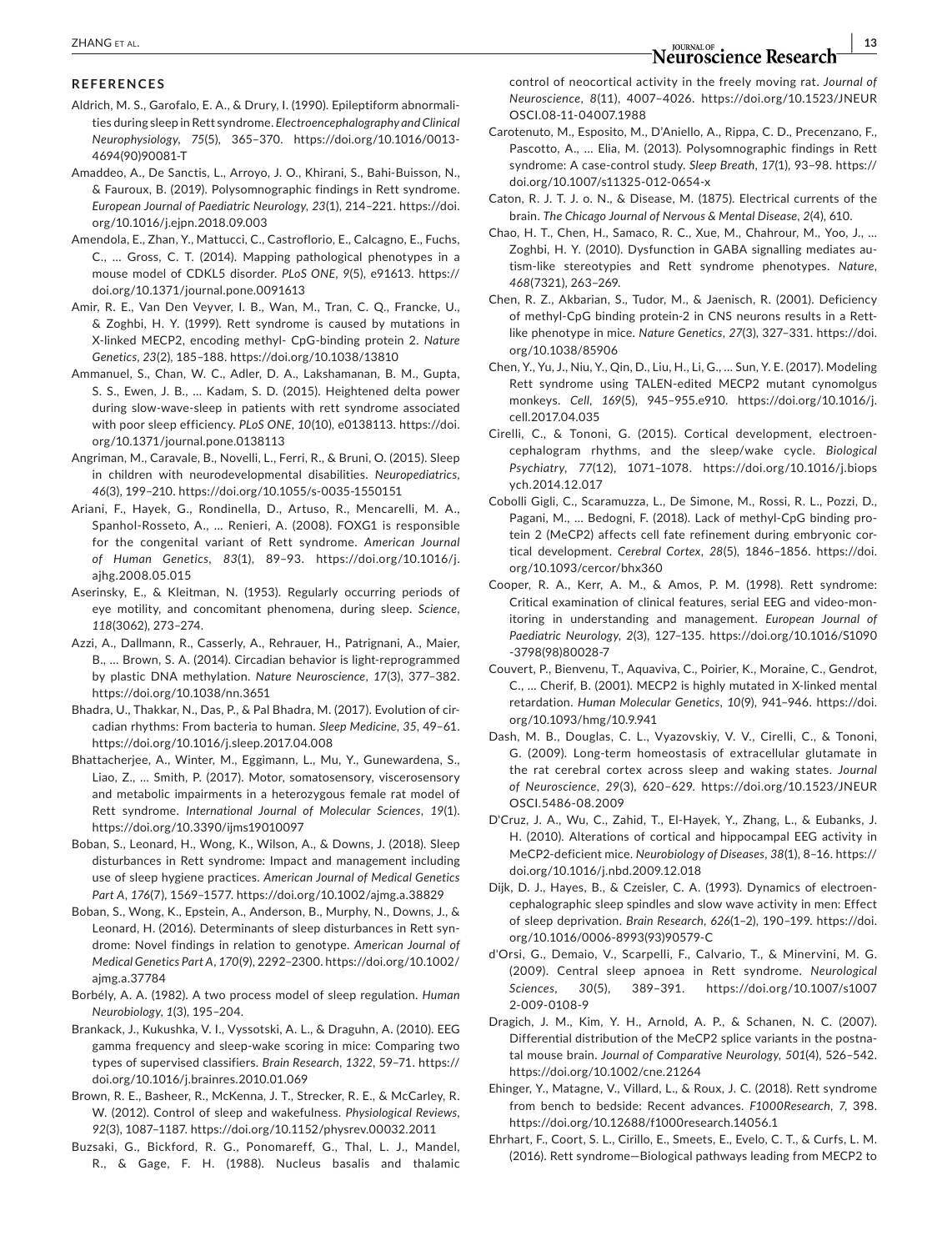## REFERENCES

Aldrich, M. S., Garofalo, E. A., & Drury, I. (1990). Epileptiform abnormalities during sleep in Rett syndrome. *Electroencephalography and Clinical Neurophysiology*, *75*(5), 365–370. https://doi.org/10.1016/0013-4694(90)90081-T

Amaddeo, A., De Sanctis, L., Arroyo, J. O., Khirani, S., Bahi-Buisson, N., & Fauroux, B. (2019). Polysomnographic findings in Rett syndrome. *European Journal of Paediatric Neurology*, *23*(1), 214–221. https://doi.org/10.1016/j.ejpn.2018.09.003

Amendola, E., Zhan, Y., Mattucci, C., Castroflorio, E., Calcagno, E., Fuchs, C., … Gross, C. T. (2014). Mapping pathological phenotypes in a mouse model of CDKL5 disorder. *PLoS ONE*, *9*(5), e91613. https://doi.org/10.1371/journal.pone.0091613

Amir, R. E., Van Den Veyver, I. B., Wan, M., Tran, C. Q., Francke, U., & Zoghbi, H. Y. (1999). Rett syndrome is caused by mutations in X-linked MECP2, encoding methyl- CpG-binding protein 2. *Nature Genetics*, *23*(2), 185–188. https://doi.org/10.1038/13810

Ammanuel, S., Chan, W. C., Adler, D. A., Lakshamanan, B. M., Gupta, S. S., Ewen, J. B., … Kadam, S. D. (2015). Heightened delta power during slow-wave-sleep in patients with rett syndrome associated with poor sleep efficiency. *PLoS ONE*, *10*(10), e0138113. https://doi.org/10.1371/journal.pone.0138113

Angriman, M., Caravale, B., Novelli, L., Ferri, R., & Bruni, O. (2015). Sleep in children with neurodevelopmental disabilities. *Neuropediatrics*, *46*(3), 199–210. https://doi.org/10.1055/s-0035-1550151

Ariani, F., Hayek, G., Rondinella, D., Artuso, R., Mencarelli, M. A., Spanhol-Rosseto, A., … Renieri, A. (2008). FOXG1 is responsible for the congenital variant of Rett syndrome. *American Journal of Human Genetics*, *83*(1), 89–93. https://doi.org/10.1016/j.ajhg.2008.05.015

Aserinsky, E., & Kleitman, N. (1953). Regularly occurring periods of eye motility, and concomitant phenomena, during sleep. *Science*, *118*(3062), 273–274.

Azzi, A., Dallmann, R., Casserly, A., Rehrauer, H., Patrignani, A., Maier, B., … Brown, S. A. (2014). Circadian behavior is light-reprogrammed by plastic DNA methylation. *Nature Neuroscience*, *17*(3), 377–382. https://doi.org/10.1038/nn.3651

Bhadra, U., Thakkar, N., Das, P., & Pal Bhadra, M. (2017). Evolution of circadian rhythms: From bacteria to human. *Sleep Medicine*, *35*, 49–61. https://doi.org/10.1016/j.sleep.2017.04.008

Bhattacherjee, A., Winter, M., Eggimann, L., Mu, Y., Gunewardena, S., Liao, Z., … Smith, P. (2017). Motor, somatosensory, viscerosensory and metabolic impairments in a heterozygous female rat model of Rett syndrome. *International Journal of Molecular Sciences*, *19*(1). https://doi.org/10.3390/ijms19010097

Boban, S., Leonard, H., Wong, K., Wilson, A., & Downs, J. (2018). Sleep disturbances in Rett syndrome: Impact and management including use of sleep hygiene practices. *American Journal of Medical Genetics Part A*, *176*(7), 1569–1577. https://doi.org/10.1002/ajmg.a.38829

Boban, S., Wong, K., Epstein, A., Anderson, B., Murphy, N., Downs, J., & Leonard, H. (2016). Determinants of sleep disturbances in Rett syndrome: Novel findings in relation to genotype. *American Journal of Medical Genetics Part A*, *170*(9), 2292–2300. https://doi.org/10.1002/ajmg.a.37784

Borbély, A. A. (1982). A two process model of sleep regulation. *Human Neurobiology*, *1*(3), 195–204.

Brankack, J., Kukushka, V. I., Vyssotski, A. L., & Draguhn, A. (2010). EEG gamma frequency and sleep-wake scoring in mice: Comparing two types of supervised classifiers. *Brain Research*, *1322*, 59–71. https://doi.org/10.1016/j.brainres.2010.01.069

Brown, R. E., Basheer, R., McKenna, J. T., Strecker, R. E., & McCarley, R. W. (2012). Control of sleep and wakefulness. *Physiological Reviews*, *92*(3), 1087–1187. https://doi.org/10.1152/physrev.00032.2011

Buzsaki, G., Bickford, R. G., Ponomareff, G., Thal, L. J., Mandel, R., & Gage, F. H. (1988). Nucleus basalis and thalamic control of neocortical activity in the freely moving rat. *Journal of Neuroscience*, *8*(11), 4007–4026. https://doi.org/10.1523/JNEUROSCI.08-11-04007.1988

Carotenuto, M., Esposito, M., D'Aniello, A., Rippa, C. D., Precenzano, F., Pascotto, A., … Elia, M. (2013). Polysomnographic findings in Rett syndrome: A case-control study. *Sleep Breath*, *17*(1), 93–98. https://doi.org/10.1007/s11325-012-0654-x

Caton, R. J. T. J. o. N., & Disease, M. (1875). Electrical currents of the brain. *The Chicago Journal of Nervous & Mental Disease*, *2*(4), 610.

Chao, H. T., Chen, H., Samaco, R. C., Xue, M., Chahrour, M., Yoo, J., … Zoghbi, H. Y. (2010). Dysfunction in GABA signalling mediates autism-like stereotypies and Rett syndrome phenotypes. *Nature*, *468*(7321), 263–269.

Chen, R. Z., Akbarian, S., Tudor, M., & Jaenisch, R. (2001). Deficiency of methyl-CpG binding protein-2 in CNS neurons results in a Rett-like phenotype in mice. *Nature Genetics*, *27*(3), 327–331. https://doi.org/10.1038/85906

Chen, Y., Yu, J., Niu, Y., Qin, D., Liu, H., Li, G., … Sun, Y. E. (2017). Modeling Rett syndrome using TALEN-edited MECP2 mutant cynomolgus monkeys. *Cell*, *169*(5), 945–955.e910. https://doi.org/10.1016/j.cell.2017.04.035

Cirelli, C., & Tononi, G. (2015). Cortical development, electroencephalogram rhythms, and the sleep/wake cycle. *Biological Psychiatry*, *77*(12), 1071–1078. https://doi.org/10.1016/j.biopsych.2014.12.017

Cobolli Gigli, C., Scaramuzza, L., De Simone, M., Rossi, R. L., Pozzi, D., Pagani, M., … Bedogni, F. (2018). Lack of methyl-CpG binding protein 2 (MeCP2) affects cell fate refinement during embryonic cortical development. *Cerebral Cortex*, *28*(5), 1846–1856. https://doi.org/10.1093/cercor/bhx360

Cooper, R. A., Kerr, A. M., & Amos, P. M. (1998). Rett syndrome: Critical examination of clinical features, serial EEG and video-monitoring in understanding and management. *European Journal of Paediatric Neurology*, *2*(3), 127–135. https://doi.org/10.1016/S1090-3798(98)80028-7

Couvert, P., Bienvenu, T., Aquaviva, C., Poirier, K., Moraine, C., Gendrot, C., … Cherif, B. (2001). MECP2 is highly mutated in X-linked mental retardation. *Human Molecular Genetics*, *10*(9), 941–946. https://doi.org/10.1093/hmg/10.9.941

Dash, M. B., Douglas, C. L., Vyazovskiy, V. V., Cirelli, C., & Tononi, G. (2009). Long-term homeostasis of extracellular glutamate in the rat cerebral cortex across sleep and waking states. *Journal of Neuroscience*, *29*(3), 620–629. https://doi.org/10.1523/JNEUROSCI.5486-08.2009

D'Cruz, J. A., Wu, C., Zahid, T., El-Hayek, Y., Zhang, L., & Eubanks, J. H. (2010). Alterations of cortical and hippocampal EEG activity in MeCP2-deficient mice. *Neurobiology of Diseases*, *38*(1), 8–16. https://doi.org/10.1016/j.nbd.2009.12.018

Dijk, D. J., Hayes, B., & Czeisler, C. A. (1993). Dynamics of electroencephalographic sleep spindles and slow wave activity in men: Effect of sleep deprivation. *Brain Research*, *626*(1–2), 190–199. https://doi.org/10.1016/0006-8993(93)90579-C

d'Orsi, G., Demaio, V., Scarpelli, F., Calvario, T., & Minervini, M. G. (2009). Central sleep apnoea in Rett syndrome. *Neurological Sciences*, *30*(5), 389–391. https://doi.org/10.1007/s10072-009-0108-9

Dragich, J. M., Kim, Y. H., Arnold, A. P., & Schanen, N. C. (2007). Differential distribution of the MeCP2 splice variants in the postnatal mouse brain. *Journal of Comparative Neurology*, *501*(4), 526–542. https://doi.org/10.1002/cne.21264

Ehinger, Y., Matagne, V., Villard, L., & Roux, J. C. (2018). Rett syndrome from bench to bedside: Recent advances. *F1000Research*, *7*, 398. https://doi.org/10.12688/f1000research.14056.1

Ehrhart, F., Coort, S. L., Cirillo, E., Smeets, E., Evelo, C. T., & Curfs, L. M. (2016). Rett syndrome—Biological pathways leading from MECP2 to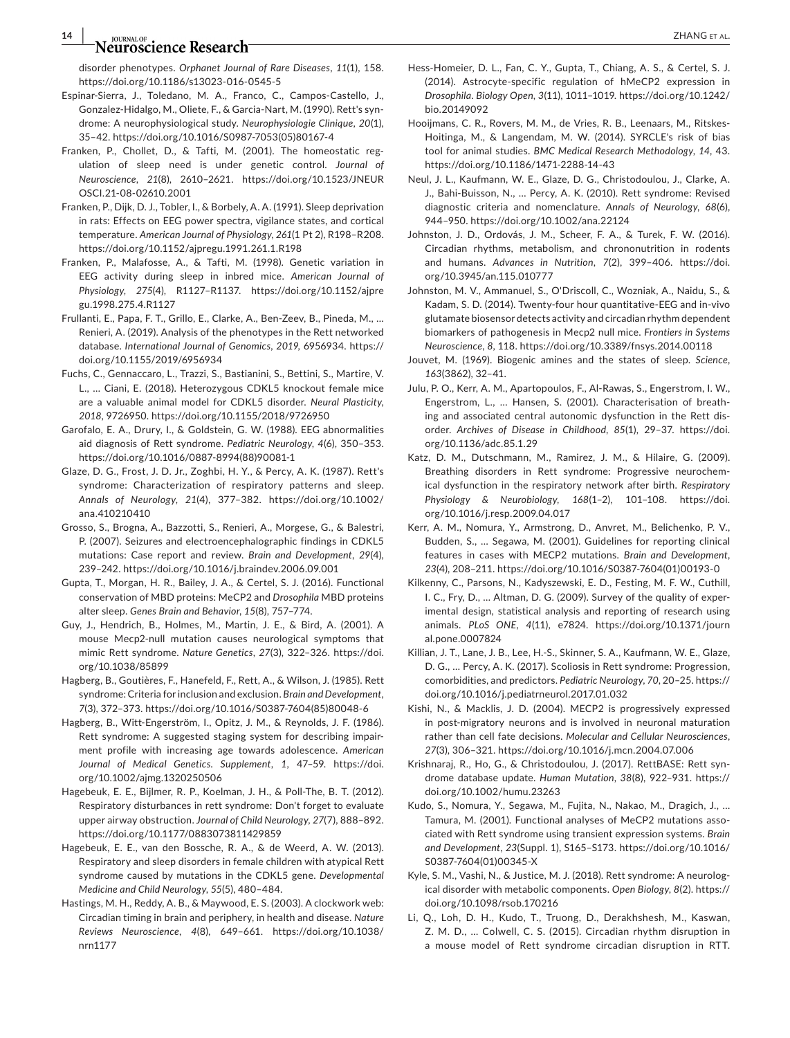disorder phenotypes. *Orphanet Journal of Rare Diseases*, *11*(1), 158. https://doi.org/10.1186/s13023-016-0545-5

Espinar-Sierra, J., Toledano, M. A., Franco, C., Campos-Castello, J., Gonzalez-Hidalgo, M., Oliete, F., & Garcia-Nart, M. (1990). Rett's syndrome: A neurophysiological study. *Neurophysiologie Clinique*, *20*(1), 35–42. https://doi.org/10.1016/S0987-7053(05)80167-4

Franken, P., Chollet, D., & Tafti, M. (2001). The homeostatic regulation of sleep need is under genetic control. *Journal of Neuroscience*, *21*(8), 2610–2621. https://doi.org/10.1523/JNEUROSCI.21-08-02610.2001

Franken, P., Dijk, D. J., Tobler, I., & Borbely, A. A. (1991). Sleep deprivation in rats: Effects on EEG power spectra, vigilance states, and cortical temperature. *American Journal of Physiology*, *261*(1 Pt 2), R198–R208. https://doi.org/10.1152/ajpregu.1991.261.1.R198

Franken, P., Malafosse, A., & Tafti, M. (1998). Genetic variation in EEG activity during sleep in inbred mice. *American Journal of Physiology*, *275*(4), R1127–R1137. https://doi.org/10.1152/ajpregu.1998.275.4.R1127

Frullanti, E., Papa, F. T., Grillo, E., Clarke, A., Ben-Zeev, B., Pineda, M., … Renieri, A. (2019). Analysis of the phenotypes in the Rett networked database. *International Journal of Genomics*, *2019*, 6956934. https://doi.org/10.1155/2019/6956934

Fuchs, C., Gennaccaro, L., Trazzi, S., Bastianini, S., Bettini, S., Martire, V. L., … Ciani, E. (2018). Heterozygous CDKL5 knockout female mice are a valuable animal model for CDKL5 disorder. *Neural Plasticity*, *2018*, 9726950. https://doi.org/10.1155/2018/9726950

Garofalo, E. A., Drury, I., & Goldstein, G. W. (1988). EEG abnormalities aid diagnosis of Rett syndrome. *Pediatric Neurology*, *4*(6), 350–353. https://doi.org/10.1016/0887-8994(88)90081-1

Glaze, D. G., Frost, J. D. Jr., Zoghbi, H. Y., & Percy, A. K. (1987). Rett's syndrome: Characterization of respiratory patterns and sleep. *Annals of Neurology*, *21*(4), 377–382. https://doi.org/10.1002/ana.410210410

Grosso, S., Brogna, A., Bazzotti, S., Renieri, A., Morgese, G., & Balestri, P. (2007). Seizures and electroencephalographic findings in CDKL5 mutations: Case report and review. *Brain and Development*, *29*(4), 239–242. https://doi.org/10.1016/j.braindev.2006.09.001

Gupta, T., Morgan, H. R., Bailey, J. A., & Certel, S. J. (2016). Functional conservation of MBD proteins: MeCP2 and *Drosophila* MBD proteins alter sleep. *Genes Brain and Behavior*, *15*(8), 757–774.

Guy, J., Hendrich, B., Holmes, M., Martin, J. E., & Bird, A. (2001). A mouse Mecp2-null mutation causes neurological symptoms that mimic Rett syndrome. *Nature Genetics*, *27*(3), 322–326. https://doi.org/10.1038/85899

Hagberg, B., Goutières, F., Hanefeld, F., Rett, A., & Wilson, J. (1985). Rett syndrome: Criteria for inclusion and exclusion. *Brain and Development*, *7*(3), 372–373. https://doi.org/10.1016/S0387-7604(85)80048-6

Hagberg, B., Witt-Engerström, I., Opitz, J. M., & Reynolds, J. F. (1986). Rett syndrome: A suggested staging system for describing impairment profile with increasing age towards adolescence. *American Journal of Medical Genetics. Supplement*, *1*, 47–59. https://doi.org/10.1002/ajmg.1320250506

Hagebeuk, E. E., Bijlmer, R. P., Koelman, J. H., & Poll-The, B. T. (2012). Respiratory disturbances in rett syndrome: Don't forget to evaluate upper airway obstruction. *Journal of Child Neurology*, *27*(7), 888–892. https://doi.org/10.1177/0883073811429859

Hagebeuk, E. E., van den Bossche, R. A., & de Weerd, A. W. (2013). Respiratory and sleep disorders in female children with atypical Rett syndrome caused by mutations in the CDKL5 gene. *Developmental Medicine and Child Neurology*, *55*(5), 480–484.

Hastings, M. H., Reddy, A. B., & Maywood, E. S. (2003). A clockwork web: Circadian timing in brain and periphery, in health and disease. *Nature Reviews Neuroscience*, *4*(8), 649–661. https://doi.org/10.1038/nrn1177

Hess-Homeier, D. L., Fan, C. Y., Gupta, T., Chiang, A. S., & Certel, S. J. (2014). Astrocyte-specific regulation of hMeCP2 expression in *Drosophila*. *Biology Open*, *3*(11), 1011–1019. https://doi.org/10.1242/bio.20149092

Hooijmans, C. R., Rovers, M. M., de Vries, R. B., Leenaars, M., Ritskes-Hoitinga, M., & Langendam, M. W. (2014). SYRCLE's risk of bias tool for animal studies. *BMC Medical Research Methodology*, *14*, 43. https://doi.org/10.1186/1471-2288-14-43

Neul, J. L., Kaufmann, W. E., Glaze, D. G., Christodoulou, J., Clarke, A. J., Bahi-Buisson, N., … Percy, A. K. (2010). Rett syndrome: Revised diagnostic criteria and nomenclature. *Annals of Neurology*, *68*(6), 944–950. https://doi.org/10.1002/ana.22124

Johnston, J. D., Ordovás, J. M., Scheer, F. A., & Turek, F. W. (2016). Circadian rhythms, metabolism, and chrononutrition in rodents and humans. *Advances in Nutrition*, *7*(2), 399–406. https://doi.org/10.3945/an.115.010777

Johnston, M. V., Ammanuel, S., O'Driscoll, C., Wozniak, A., Naidu, S., & Kadam, S. D. (2014). Twenty-four hour quantitative-EEG and in-vivo glutamate biosensor detects activity and circadian rhythm dependent biomarkers of pathogenesis in Mecp2 null mice. *Frontiers in Systems Neuroscience*, *8*, 118. https://doi.org/10.3389/fnsys.2014.00118

Jouvet, M. (1969). Biogenic amines and the states of sleep. *Science*, *163*(3862), 32–41.

Julu, P. O., Kerr, A. M., Apartopoulos, F., Al-Rawas, S., Engerstrom, I. W., Engerstrom, L., … Hansen, S. (2001). Characterisation of breathing and associated central autonomic dysfunction in the Rett disorder. *Archives of Disease in Childhood*, *85*(1), 29–37. https://doi.org/10.1136/adc.85.1.29

Katz, D. M., Dutschmann, M., Ramirez, J. M., & Hilaire, G. (2009). Breathing disorders in Rett syndrome: Progressive neurochemical dysfunction in the respiratory network after birth. *Respiratory Physiology & Neurobiology*, *168*(1–2), 101–108. https://doi.org/10.1016/j.resp.2009.04.017

Kerr, A. M., Nomura, Y., Armstrong, D., Anvret, M., Belichenko, P. V., Budden, S., … Segawa, M. (2001). Guidelines for reporting clinical features in cases with MECP2 mutations. *Brain and Development*, *23*(4), 208–211. https://doi.org/10.1016/S0387-7604(01)00193-0

Kilkenny, C., Parsons, N., Kadyszewski, E. D., Festing, M. F. W., Cuthill, I. C., Fry, D., … Altman, D. G. (2009). Survey of the quality of experimental design, statistical analysis and reporting of research using animals. *PLoS ONE*, *4*(11), e7824. https://doi.org/10.1371/journal.pone.0007824

Killian, J. T., Lane, J. B., Lee, H.-S., Skinner, S. A., Kaufmann, W. E., Glaze, D. G., … Percy, A. K. (2017). Scoliosis in Rett syndrome: Progression, comorbidities, and predictors. *Pediatric Neurology*, *70*, 20–25. https://doi.org/10.1016/j.pediatrneurol.2017.01.032

Kishi, N., & Macklis, J. D. (2004). MECP2 is progressively expressed in post-migratory neurons and is involved in neuronal maturation rather than cell fate decisions. *Molecular and Cellular Neurosciences*, *27*(3), 306–321. https://doi.org/10.1016/j.mcn.2004.07.006

Krishnaraj, R., Ho, G., & Christodoulou, J. (2017). RettBASE: Rett syndrome database update. *Human Mutation*, *38*(8), 922–931. https://doi.org/10.1002/humu.23263

Kudo, S., Nomura, Y., Segawa, M., Fujita, N., Nakao, M., Dragich, J., … Tamura, M. (2001). Functional analyses of MeCP2 mutations associated with Rett syndrome using transient expression systems. *Brain and Development*, *23*(Suppl. 1), S165–S173. https://doi.org/10.1016/S0387-7604(01)00345-X

Kyle, S. M., Vashi, N., & Justice, M. J. (2018). Rett syndrome: A neurological disorder with metabolic components. *Open Biology*, *8*(2). https://doi.org/10.1098/rsob.170216

Li, Q., Loh, D. H., Kudo, T., Truong, D., Derakhshesh, M., Kaswan, Z. M. D., … Colwell, C. S. (2015). Circadian rhythm disruption in a mouse model of Rett syndrome circadian disruption in RTT.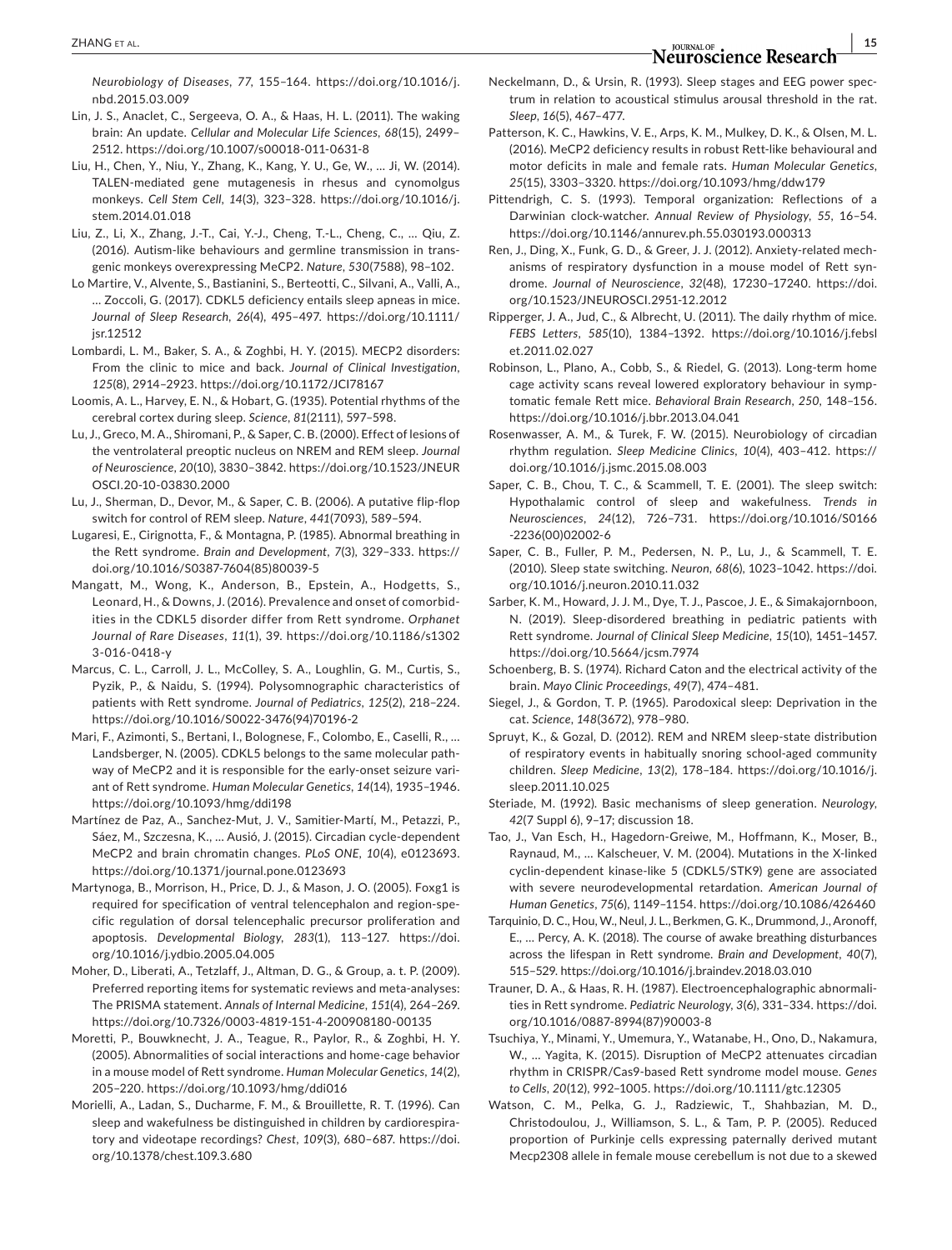*Neurobiology of Diseases*, *77*, 155–164. https://doi.org/10.1016/j.nbd.2015.03.009

Lin, J. S., Anaclet, C., Sergeeva, O. A., & Haas, H. L. (2011). The waking brain: An update. *Cellular and Molecular Life Sciences*, *68*(15), 2499–2512. https://doi.org/10.1007/s00018-011-0631-8

Liu, H., Chen, Y., Niu, Y., Zhang, K., Kang, Y. U., Ge, W., … Ji, W. (2014). TALEN-mediated gene mutagenesis in rhesus and cynomolgus monkeys. *Cell Stem Cell*, *14*(3), 323–328. https://doi.org/10.1016/j.stem.2014.01.018

Liu, Z., Li, X., Zhang, J.-T., Cai, Y.-J., Cheng, T.-L., Cheng, C., … Qiu, Z. (2016). Autism-like behaviours and germline transmission in transgenic monkeys overexpressing MeCP2. *Nature*, *530*(7588), 98–102.

Lo Martire, V., Alvente, S., Bastianini, S., Berteotti, C., Silvani, A., Valli, A., … Zoccoli, G. (2017). CDKL5 deficiency entails sleep apneas in mice. *Journal of Sleep Research*, *26*(4), 495–497. https://doi.org/10.1111/jsr.12512

Lombardi, L. M., Baker, S. A., & Zoghbi, H. Y. (2015). MECP2 disorders: From the clinic to mice and back. *Journal of Clinical Investigation*, *125*(8), 2914–2923. https://doi.org/10.1172/JCI78167

Loomis, A. L., Harvey, E. N., & Hobart, G. (1935). Potential rhythms of the cerebral cortex during sleep. *Science*, *81*(2111), 597–598.

Lu, J., Greco, M. A., Shiromani, P., & Saper, C. B. (2000). Effect of lesions of the ventrolateral preoptic nucleus on NREM and REM sleep. *Journal of Neuroscience*, *20*(10), 3830–3842. https://doi.org/10.1523/JNEUROSCI.20-10-03830.2000

Lu, J., Sherman, D., Devor, M., & Saper, C. B. (2006). A putative flip-flop switch for control of REM sleep. *Nature*, *441*(7093), 589–594.

Lugaresi, E., Cirignotta, F., & Montagna, P. (1985). Abnormal breathing in the Rett syndrome. *Brain and Development*, *7*(3), 329–333. https://doi.org/10.1016/S0387-7604(85)80039-5

Mangatt, M., Wong, K., Anderson, B., Epstein, A., Hodgetts, S., Leonard, H., & Downs, J. (2016). Prevalence and onset of comorbidities in the CDKL5 disorder differ from Rett syndrome. *Orphanet Journal of Rare Diseases*, *11*(1), 39. https://doi.org/10.1186/s13023-016-0418-y

Marcus, C. L., Carroll, J. L., McColley, S. A., Loughlin, G. M., Curtis, S., Pyzik, P., & Naidu, S. (1994). Polysomnographic characteristics of patients with Rett syndrome. *Journal of Pediatrics*, *125*(2), 218–224. https://doi.org/10.1016/S0022-3476(94)70196-2

Mari, F., Azimonti, S., Bertani, I., Bolognese, F., Colombo, E., Caselli, R., … Landsberger, N. (2005). CDKL5 belongs to the same molecular pathway of MeCP2 and it is responsible for the early-onset seizure variant of Rett syndrome. *Human Molecular Genetics*, *14*(14), 1935–1946. https://doi.org/10.1093/hmg/ddi198

Martínez de Paz, A., Sanchez-Mut, J. V., Samitier-Martí, M., Petazzi, P., Sáez, M., Szczesna, K., … Ausió, J. (2015). Circadian cycle-dependent MeCP2 and brain chromatin changes. *PLoS ONE*, *10*(4), e0123693. https://doi.org/10.1371/journal.pone.0123693

Martynoga, B., Morrison, H., Price, D. J., & Mason, J. O. (2005). Foxg1 is required for specification of ventral telencephalon and region-specific regulation of dorsal telencephalic precursor proliferation and apoptosis. *Developmental Biology*, *283*(1), 113–127. https://doi.org/10.1016/j.ydbio.2005.04.005

Moher, D., Liberati, A., Tetzlaff, J., Altman, D. G., & Group, a. t. P. (2009). Preferred reporting items for systematic reviews and meta-analyses: The PRISMA statement. *Annals of Internal Medicine*, *151*(4), 264–269. https://doi.org/10.7326/0003-4819-151-4-200908180-00135

Moretti, P., Bouwknecht, J. A., Teague, R., Paylor, R., & Zoghbi, H. Y. (2005). Abnormalities of social interactions and home-cage behavior in a mouse model of Rett syndrome. *Human Molecular Genetics*, *14*(2), 205–220. https://doi.org/10.1093/hmg/ddi016

Morielli, A., Ladan, S., Ducharme, F. M., & Brouillette, R. T. (1996). Can sleep and wakefulness be distinguished in children by cardiorespiratory and videotape recordings? *Chest*, *109*(3), 680–687. https://doi.org/10.1378/chest.109.3.680

Neckelmann, D., & Ursin, R. (1993). Sleep stages and EEG power spectrum in relation to acoustical stimulus arousal threshold in the rat. *Sleep*, *16*(5), 467–477.

Patterson, K. C., Hawkins, V. E., Arps, K. M., Mulkey, D. K., & Olsen, M. L. (2016). MeCP2 deficiency results in robust Rett-like behavioural and motor deficits in male and female rats. *Human Molecular Genetics*, *25*(15), 3303–3320. https://doi.org/10.1093/hmg/ddw179

Pittendrigh, C. S. (1993). Temporal organization: Reflections of a Darwinian clock-watcher. *Annual Review of Physiology*, *55*, 16–54. https://doi.org/10.1146/annurev.ph.55.030193.000313

Ren, J., Ding, X., Funk, G. D., & Greer, J. J. (2012). Anxiety-related mechanisms of respiratory dysfunction in a mouse model of Rett syndrome. *Journal of Neuroscience*, *32*(48), 17230–17240. https://doi.org/10.1523/JNEUROSCI.2951-12.2012

Ripperger, J. A., Jud, C., & Albrecht, U. (2011). The daily rhythm of mice. *FEBS Letters*, *585*(10), 1384–1392. https://doi.org/10.1016/j.febslet.2011.02.027

Robinson, L., Plano, A., Cobb, S., & Riedel, G. (2013). Long-term home cage activity scans reveal lowered exploratory behaviour in symptomatic female Rett mice. *Behavioral Brain Research*, *250*, 148–156. https://doi.org/10.1016/j.bbr.2013.04.041

Rosenwasser, A. M., & Turek, F. W. (2015). Neurobiology of circadian rhythm regulation. *Sleep Medicine Clinics*, *10*(4), 403–412. https://doi.org/10.1016/j.jsmc.2015.08.003

Saper, C. B., Chou, T. C., & Scammell, T. E. (2001). The sleep switch: Hypothalamic control of sleep and wakefulness. *Trends in Neurosciences*, *24*(12), 726–731. https://doi.org/10.1016/S0166-2236(00)02002-6

Saper, C. B., Fuller, P. M., Pedersen, N. P., Lu, J., & Scammell, T. E. (2010). Sleep state switching. *Neuron*, *68*(6), 1023–1042. https://doi.org/10.1016/j.neuron.2010.11.032

Sarber, K. M., Howard, J. J. M., Dye, T. J., Pascoe, J. E., & Simakajornboon, N. (2019). Sleep-disordered breathing in pediatric patients with Rett syndrome. *Journal of Clinical Sleep Medicine*, *15*(10), 1451–1457. https://doi.org/10.5664/jcsm.7974

Schoenberg, B. S. (1974). Richard Caton and the electrical activity of the brain. *Mayo Clinic Proceedings*, *49*(7), 474–481.

Siegel, J., & Gordon, T. P. (1965). Parodoxical sleep: Deprivation in the cat. *Science*, *148*(3672), 978–980.

Spruyt, K., & Gozal, D. (2012). REM and NREM sleep-state distribution of respiratory events in habitually snoring school-aged community children. *Sleep Medicine*, *13*(2), 178–184. https://doi.org/10.1016/j.sleep.2011.10.025

Steriade, M. (1992). Basic mechanisms of sleep generation. *Neurology*, *42*(7 Suppl 6), 9–17; discussion 18.

Tao, J., Van Esch, H., Hagedorn-Greiwe, M., Hoffmann, K., Moser, B., Raynaud, M., … Kalscheuer, V. M. (2004). Mutations in the X-linked cyclin-dependent kinase-like 5 (CDKL5/STK9) gene are associated with severe neurodevelopmental retardation. *American Journal of Human Genetics*, *75*(6), 1149–1154. https://doi.org/10.1086/426460

Tarquinio, D. C., Hou, W., Neul, J. L., Berkmen, G. K., Drummond, J., Aronoff, E., … Percy, A. K. (2018). The course of awake breathing disturbances across the lifespan in Rett syndrome. *Brain and Development*, *40*(7), 515–529. https://doi.org/10.1016/j.braindev.2018.03.010

Trauner, D. A., & Haas, R. H. (1987). Electroencephalographic abnormalities in Rett syndrome. *Pediatric Neurology*, *3*(6), 331–334. https://doi.org/10.1016/0887-8994(87)90003-8

Tsuchiya, Y., Minami, Y., Umemura, Y., Watanabe, H., Ono, D., Nakamura, W., … Yagita, K. (2015). Disruption of MeCP2 attenuates circadian rhythm in CRISPR/Cas9-based Rett syndrome model mouse. *Genes to Cells*, *20*(12), 992–1005. https://doi.org/10.1111/gtc.12305

Watson, C. M., Pelka, G. J., Radziewic, T., Shahbazian, M. D., Christodoulou, J., Williamson, S. L., & Tam, P. P. (2005). Reduced proportion of Purkinje cells expressing paternally derived mutant Mecp2308 allele in female mouse cerebellum is not due to a skewed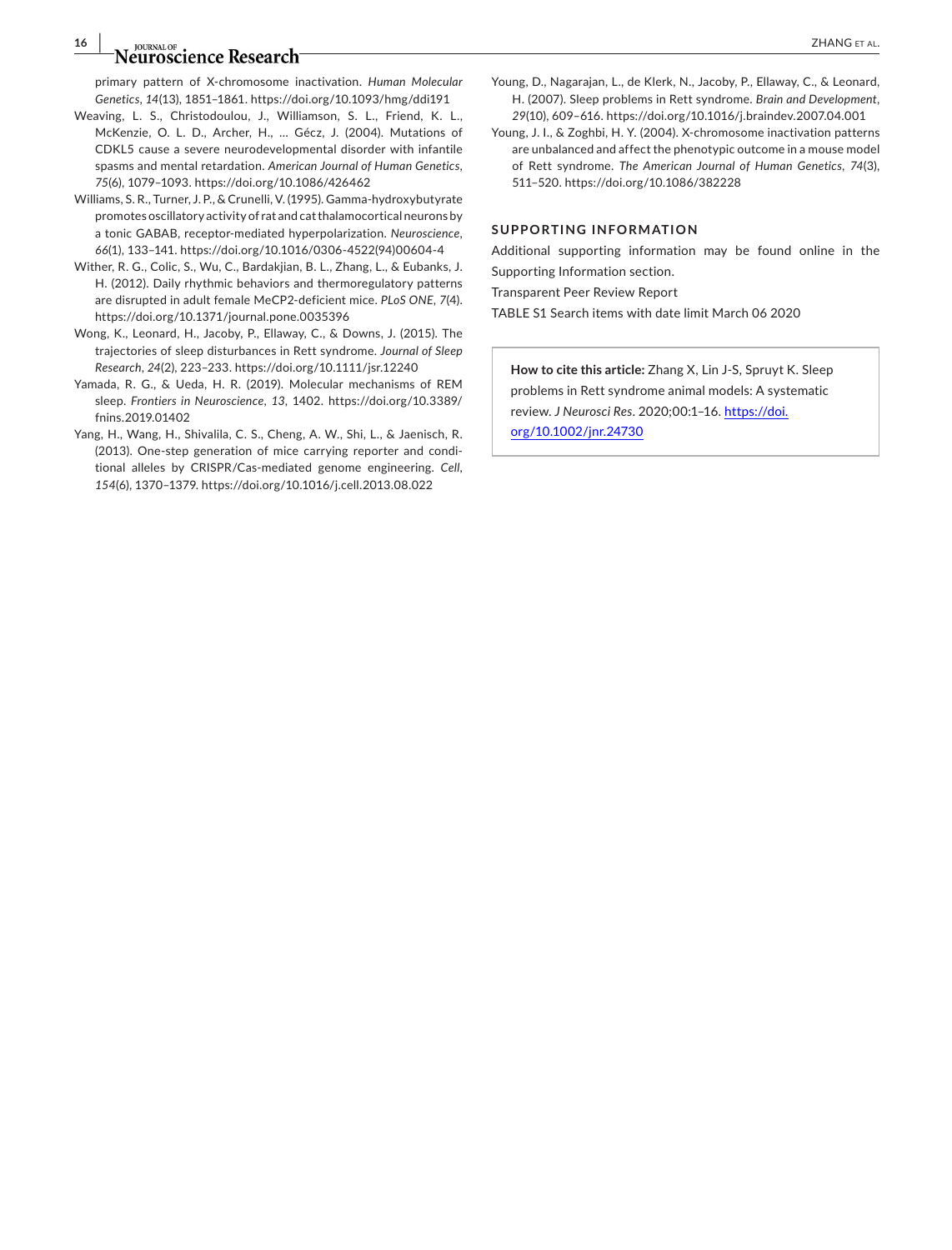primary pattern of X-chromosome inactivation. *Human Molecular Genetics*, *14*(13), 1851–1861. https://doi.org/10.1093/hmg/ddi191

Weaving, L. S., Christodoulou, J., Williamson, S. L., Friend, K. L., McKenzie, O. L. D., Archer, H., … Gécz, J. (2004). Mutations of CDKL5 cause a severe neurodevelopmental disorder with infantile spasms and mental retardation. *American Journal of Human Genetics*, *75*(6), 1079–1093. https://doi.org/10.1086/426462

Williams, S. R., Turner, J. P., & Crunelli, V. (1995). Gamma-hydroxybutyrate promotes oscillatory activity of rat and cat thalamocortical neurons by a tonic GABAB, receptor-mediated hyperpolarization. *Neuroscience*, *66*(1), 133–141. https://doi.org/10.1016/0306-4522(94)00604-4

Wither, R. G., Colic, S., Wu, C., Bardakjian, B. L., Zhang, L., & Eubanks, J. H. (2012). Daily rhythmic behaviors and thermoregulatory patterns are disrupted in adult female MeCP2-deficient mice. *PLoS ONE*, *7*(4). https://doi.org/10.1371/journal.pone.0035396

Wong, K., Leonard, H., Jacoby, P., Ellaway, C., & Downs, J. (2015). The trajectories of sleep disturbances in Rett syndrome. *Journal of Sleep Research*, *24*(2), 223–233. https://doi.org/10.1111/jsr.12240

Yamada, R. G., & Ueda, H. R. (2019). Molecular mechanisms of REM sleep. *Frontiers in Neuroscience*, *13*, 1402. https://doi.org/10.3389/fnins.2019.01402

Yang, H., Wang, H., Shivalila, C. S., Cheng, A. W., Shi, L., & Jaenisch, R. (2013). One-step generation of mice carrying reporter and conditional alleles by CRISPR/Cas-mediated genome engineering. *Cell*, *154*(6), 1370–1379. https://doi.org/10.1016/j.cell.2013.08.022

Young, D., Nagarajan, L., de Klerk, N., Jacoby, P., Ellaway, C., & Leonard, H. (2007). Sleep problems in Rett syndrome. *Brain and Development*, *29*(10), 609–616. https://doi.org/10.1016/j.braindev.2007.04.001

Young, J. I., & Zoghbi, H. Y. (2004). X-chromosome inactivation patterns are unbalanced and affect the phenotypic outcome in a mouse model of Rett syndrome. *The American Journal of Human Genetics*, *74*(3), 511–520. https://doi.org/10.1086/382228

## SUPPORTING INFORMATION

Additional supporting information may be found online in the Supporting Information section.

Transparent Peer Review Report

TABLE S1 Search items with date limit March 06 2020

**How to cite this article:** Zhang X, Lin J-S, Spruyt K. Sleep problems in Rett syndrome animal models: A systematic review. *J Neurosci Res*. 2020;00:1–16. https://doi.org/10.1002/jnr.24730